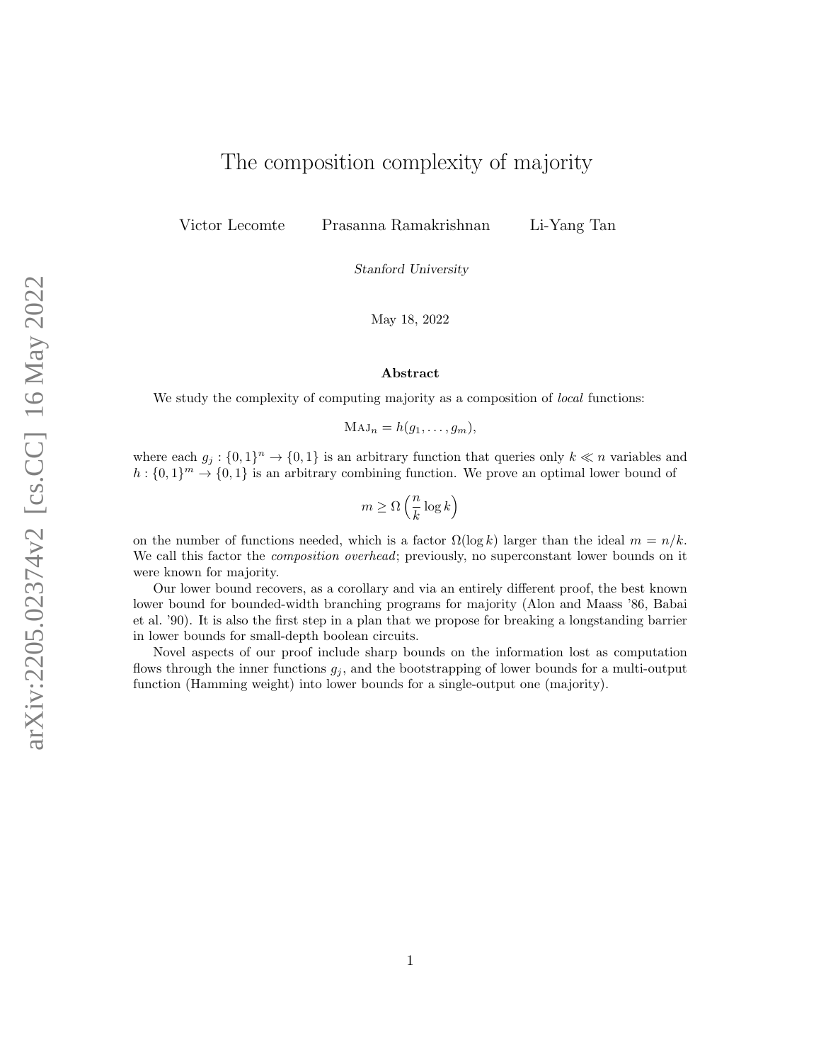# The composition complexity of majority

Victor Lecomte  Prasanna Ramakrishnan  Li-Yang Tan

*Stanford University*

May 18, 2022

**Abstract**

We study the complexity of computing majority as a composition of *local* functions:

$$\textsc{Maj}_n = h(g_1, \ldots, g_m),$$

where each $g_j : \{0,1\}^n \to \{0,1\}$ is an arbitrary function that queries only $k \ll n$ variables and $h : \{0,1\}^m \to \{0,1\}$ is an arbitrary combining function. We prove an optimal lower bound of

$$m \geq \Omega\left(\frac{n}{k} \log k\right)$$

on the number of functions needed, which is a factor $\Omega(\log k)$ larger than the ideal $m = n/k$. We call this factor the *composition overhead*; previously, no superconstant lower bounds on it were known for majority.

Our lower bound recovers, as a corollary and via an entirely different proof, the best known lower bound for bounded-width branching programs for majority (Alon and Maass '86, Babai et al. '90). It is also the first step in a plan that we propose for breaking a longstanding barrier in lower bounds for small-depth boolean circuits.

Novel aspects of our proof include sharp bounds on the information lost as computation flows through the inner functions $g_j$, and the bootstrapping of lower bounds for a multi-output function (Hamming weight) into lower bounds for a single-output one (majority).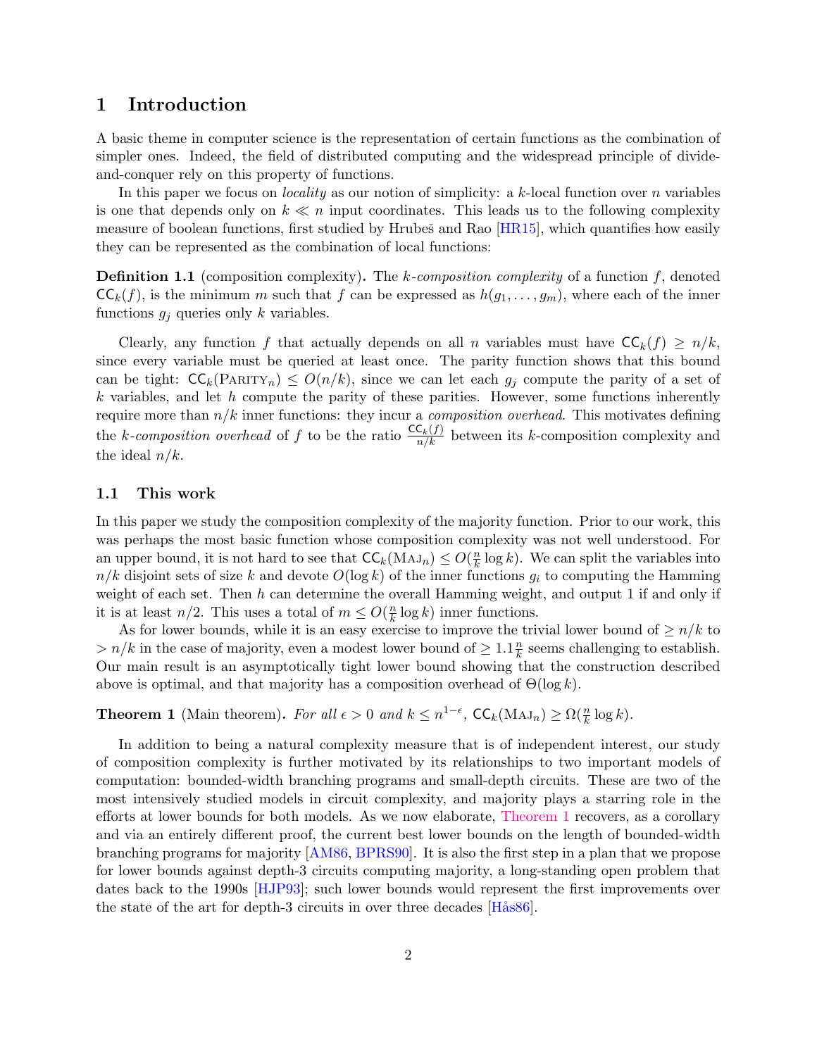# 1 Introduction

A basic theme in computer science is the representation of certain functions as the combination of simpler ones. Indeed, the field of distributed computing and the widespread principle of divide-and-conquer rely on this property of functions.

In this paper we focus on *locality* as our notion of simplicity: a $k$-local function over $n$ variables is one that depends only on $k \ll n$ input coordinates. This leads us to the following complexity measure of boolean functions, first studied by Hrubeš and Rao [HR15], which quantifies how easily they can be represented as the combination of local functions:

**Definition 1.1** (composition complexity)**.** The *$k$-composition complexity* of a function $f$, denoted $\mathsf{CC}_k(f)$, is the minimum $m$ such that $f$ can be expressed as $h(g_1, \ldots, g_m)$, where each of the inner functions $g_j$ queries only $k$ variables.

Clearly, any function $f$ that actually depends on all $n$ variables must have $\mathsf{CC}_k(f) \geq n/k$, since every variable must be queried at least once. The parity function shows that this bound can be tight: $\mathsf{CC}_k(\textsc{Parity}_n) \leq O(n/k)$, since we can let each $g_j$ compute the parity of a set of $k$ variables, and let $h$ compute the parity of these parities. However, some functions inherently require more than $n/k$ inner functions: they incur a *composition overhead*. This motivates defining the *$k$-composition overhead* of $f$ to be the ratio $\frac{\mathsf{CC}_k(f)}{n/k}$ between its $k$-composition complexity and the ideal $n/k$.

## 1.1 This work

In this paper we study the composition complexity of the majority function. Prior to our work, this was perhaps the most basic function whose composition complexity was not well understood. For an upper bound, it is not hard to see that $\mathsf{CC}_k(\textsc{Maj}_n) \leq O(\frac{n}{k}\log k)$. We can split the variables into $n/k$ disjoint sets of size $k$ and devote $O(\log k)$ of the inner functions $g_i$ to computing the Hamming weight of each set. Then $h$ can determine the overall Hamming weight, and output 1 if and only if it is at least $n/2$. This uses a total of $m \leq O(\frac{n}{k}\log k)$ inner functions.

As for lower bounds, while it is an easy exercise to improve the trivial lower bound of $\geq n/k$ to $> n/k$ in the case of majority, even a modest lower bound of $\geq 1.1\frac{n}{k}$ seems challenging to establish. Our main result is an asymptotically tight lower bound showing that the construction described above is optimal, and that majority has a composition overhead of $\Theta(\log k)$.

**Theorem 1** (Main theorem)**.** *For all $\epsilon > 0$ and $k \leq n^{1-\epsilon}$, $\mathsf{CC}_k(\textsc{Maj}_n) \geq \Omega(\frac{n}{k}\log k)$.*

In addition to being a natural complexity measure that is of independent interest, our study of composition complexity is further motivated by its relationships to two important models of computation: bounded-width branching programs and small-depth circuits. These are two of the most intensively studied models in circuit complexity, and majority plays a starring role in the efforts at lower bounds for both models. As we now elaborate, Theorem 1 recovers, as a corollary and via an entirely different proof, the current best lower bounds on the length of bounded-width branching programs for majority [AM86, BPRS90]. It is also the first step in a plan that we propose for lower bounds against depth-3 circuits computing majority, a long-standing open problem that dates back to the 1990s [HJP93]; such lower bounds would represent the first improvements over the state of the art for depth-3 circuits in over three decades [Hås86].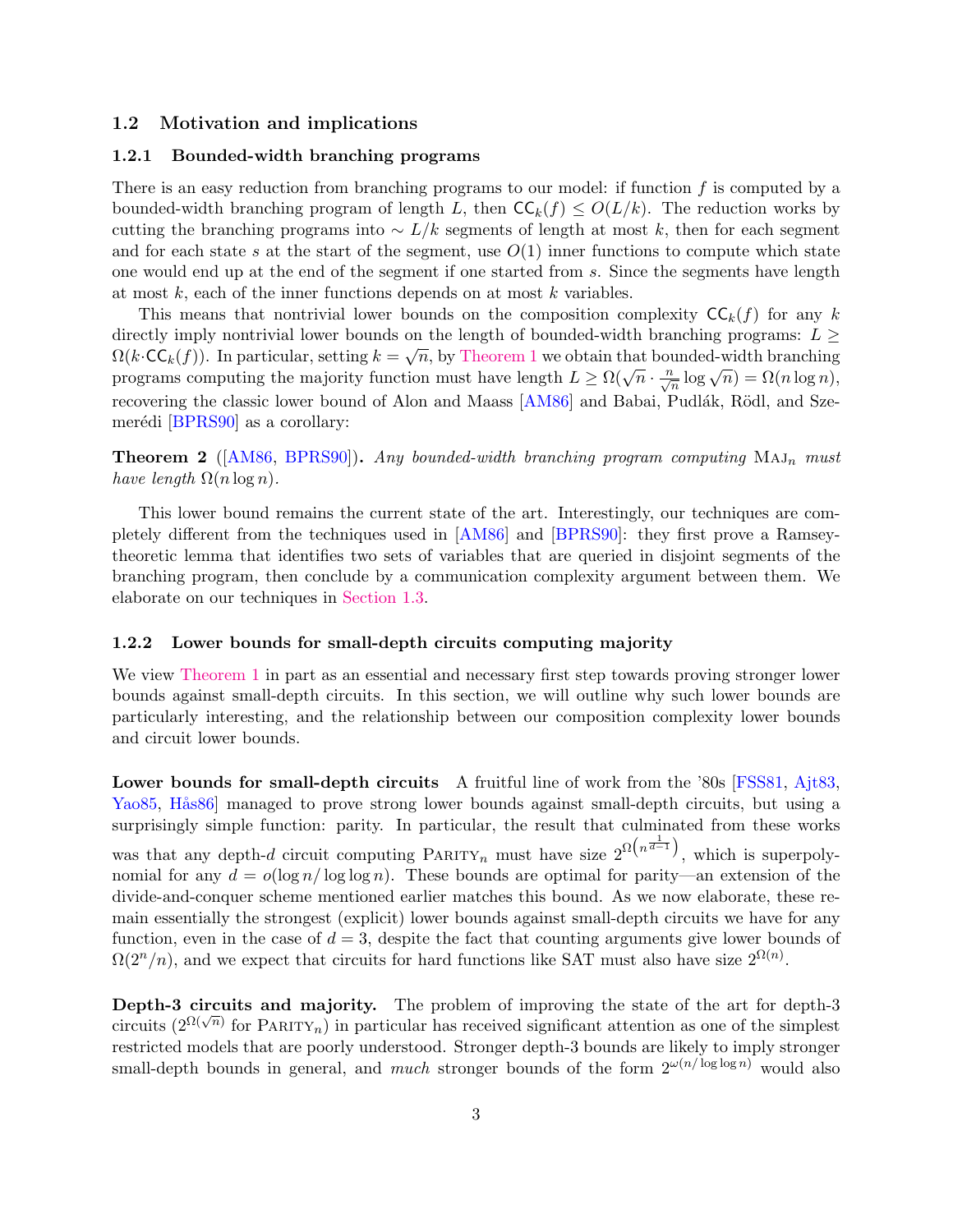## 1.2 Motivation and implications

### 1.2.1 Bounded-width branching programs

There is an easy reduction from branching programs to our model: if function $f$ is computed by a bounded-width branching program of length $L$, then $\mathsf{CC}_k(f) \leq O(L/k)$. The reduction works by cutting the branching programs into $\sim L/k$ segments of length at most $k$, then for each segment and for each state $s$ at the start of the segment, use $O(1)$ inner functions to compute which state one would end up at the end of the segment if one started from $s$. Since the segments have length at most $k$, each of the inner functions depends on at most $k$ variables.

This means that nontrivial lower bounds on the composition complexity $\mathsf{CC}_k(f)$ for any $k$ directly imply nontrivial lower bounds on the length of bounded-width branching programs: $L \geq \Omega(k \cdot \mathsf{CC}_k(f))$. In particular, setting $k = \sqrt{n}$, by Theorem 1 we obtain that bounded-width branching programs computing the majority function must have length $L \geq \Omega(\sqrt{n} \cdot \frac{n}{\sqrt{n}} \log \sqrt{n}) = \Omega(n \log n)$, recovering the classic lower bound of Alon and Maass [AM86] and Babai, Pudlák, Rödl, and Szemerédi [BPRS90] as a corollary:

**Theorem 2** ([AM86, BPRS90])**.** *Any bounded-width branching program computing* $\textsc{Maj}_n$ *must have length* $\Omega(n \log n)$.

This lower bound remains the current state of the art. Interestingly, our techniques are completely different from the techniques used in [AM86] and [BPRS90]: they first prove a Ramsey-theoretic lemma that identifies two sets of variables that are queried in disjoint segments of the branching program, then conclude by a communication complexity argument between them. We elaborate on our techniques in Section 1.3.

### 1.2.2 Lower bounds for small-depth circuits computing majority

We view Theorem 1 in part as an essential and necessary first step towards proving stronger lower bounds against small-depth circuits. In this section, we will outline why such lower bounds are particularly interesting, and the relationship between our composition complexity lower bounds and circuit lower bounds.

**Lower bounds for small-depth circuits** A fruitful line of work from the '80s [FSS81, Ajt83, Yao85, Hås86] managed to prove strong lower bounds against small-depth circuits, but using a surprisingly simple function: parity. In particular, the result that culminated from these works was that any depth-$d$ circuit computing $\textsc{Parity}_n$ must have size $2^{\Omega\left(n^{\frac{1}{d-1}}\right)}$, which is superpolynomial for any $d = o(\log n / \log \log n)$. These bounds are optimal for parity—an extension of the divide-and-conquer scheme mentioned earlier matches this bound. As we now elaborate, these remain essentially the strongest (explicit) lower bounds against small-depth circuits we have for any function, even in the case of $d = 3$, despite the fact that counting arguments give lower bounds of $\Omega(2^n/n)$, and we expect that circuits for hard functions like SAT must also have size $2^{\Omega(n)}$.

**Depth-3 circuits and majority.** The problem of improving the state of the art for depth-3 circuits ($2^{\Omega(\sqrt{n})}$ for $\textsc{Parity}_n$) in particular has received significant attention as one of the simplest restricted models that are poorly understood. Stronger depth-3 bounds are likely to imply stronger small-depth bounds in general, and *much* stronger bounds of the form $2^{\omega(n/\log \log n)}$ would also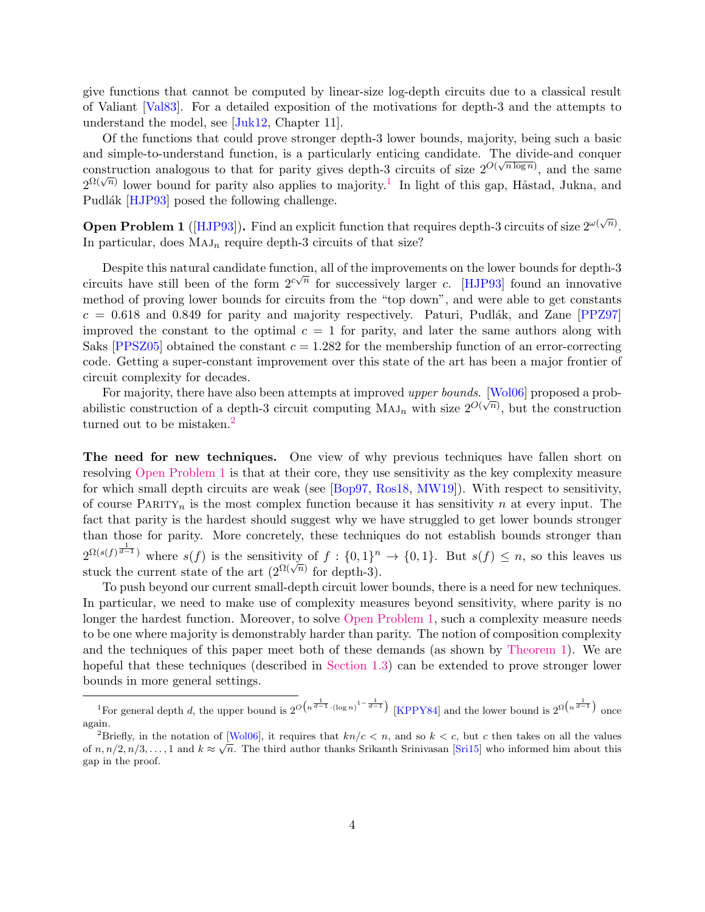give functions that cannot be computed by linear-size log-depth circuits due to a classical result of Valiant [Val83]. For a detailed exposition of the motivations for depth-3 and the attempts to understand the model, see [Juk12, Chapter 11].

Of the functions that could prove stronger depth-3 lower bounds, majority, being such a basic and simple-to-understand function, is a particularly enticing candidate. The divide-and conquer construction analogous to that for parity gives depth-3 circuits of size $2^{O(\sqrt{n \log n})}$, and the same $2^{\Omega(\sqrt{n})}$ lower bound for parity also applies to majority.[1] In light of this gap, Håstad, Jukna, and Pudlák [HJP93] posed the following challenge.

**Open Problem 1** **([HJP93]).** Find an explicit function that requires depth-3 circuits of size $2^{\omega(\sqrt{n})}$. In particular, does $\textsc{Maj}_n$ require depth-3 circuits of that size?

Despite this natural candidate function, all of the improvements on the lower bounds for depth-3 circuits have still been of the form $2^{c\sqrt{n}}$ for successively larger $c$. [HJP93] found an innovative method of proving lower bounds for circuits from the "top down", and were able to get constants $c = 0.618$ and $0.849$ for parity and majority respectively. Paturi, Pudlák, and Zane [PPZ97] improved the constant to the optimal $c = 1$ for parity, and later the same authors along with Saks [PPSZ05] obtained the constant $c = 1.282$ for the membership function of an error-correcting code. Getting a super-constant improvement over this state of the art has been a major frontier of circuit complexity for decades.

For majority, there have also been attempts at improved *upper bounds*. [Wol06] proposed a probabilistic construction of a depth-3 circuit computing $\textsc{Maj}_n$ with size $2^{O(\sqrt{n})}$, but the construction turned out to be mistaken.[2]

**The need for new techniques.** One view of why previous techniques have fallen short on resolving Open Problem 1 is that at their core, they use sensitivity as the key complexity measure for which small depth circuits are weak (see [Bop97, Ros18, MW19]). With respect to sensitivity, of course $\textsc{Parity}_n$ is the most complex function because it has sensitivity $n$ at every input. The fact that parity is the hardest should suggest why we have struggled to get lower bounds stronger than those for parity. More concretely, these techniques do not establish bounds stronger than $2^{\Omega(s(f)^{\frac{1}{d-1}})}$ where $s(f)$ is the sensitivity of $f : \{0,1\}^n \to \{0,1\}$. But $s(f) \leq n$, so this leaves us stuck the current state of the art ($2^{\Omega(\sqrt{n})}$ for depth-3).

To push beyond our current small-depth circuit lower bounds, there is a need for new techniques. In particular, we need to make use of complexity measures beyond sensitivity, where parity is no longer the hardest function. Moreover, to solve Open Problem 1, such a complexity measure needs to be one where majority is demonstrably harder than parity. The notion of composition complexity and the techniques of this paper meet both of these demands (as shown by Theorem 1). We are hopeful that these techniques (described in Section 1.3) can be extended to prove stronger lower bounds in more general settings.

---

[1] For general depth $d$, the upper bound is $2^{O\left(n^{\frac{1}{d-1}} \cdot (\log n)^{1-\frac{1}{d-1}}\right)}$ [KPPY84] and the lower bound is $2^{\Omega\left(n^{\frac{1}{d-1}}\right)}$ once again.

[2] Briefly, in the notation of [Wol06], it requires that $kn/c < n$, and so $k < c$, but $c$ then takes on all the values of $n, n/2, n/3, \ldots, 1$ and $k \approx \sqrt{n}$. The third author thanks Srikanth Srinivasan [Sri15] who informed him about this gap in the proof.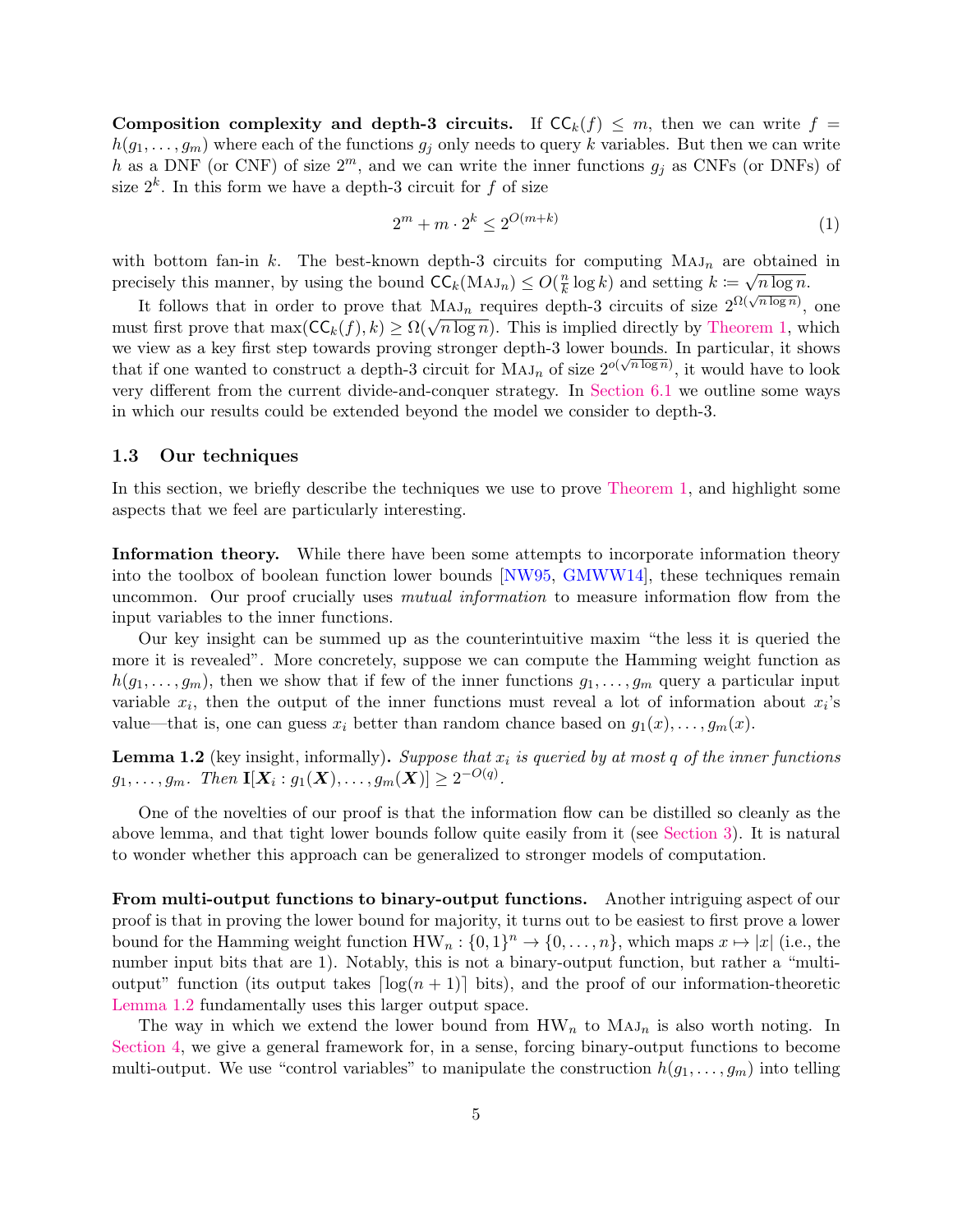**Composition complexity and depth-3 circuits.** If $\mathsf{CC}_k(f) \leq m$, then we can write $f = h(g_1, \ldots, g_m)$ where each of the functions $g_j$ only needs to query $k$ variables. But then we can write $h$ as a DNF (or CNF) of size $2^m$, and we can write the inner functions $g_j$ as CNFs (or DNFs) of size $2^k$. In this form we have a depth-3 circuit for $f$ of size

$$2^m + m \cdot 2^k \leq 2^{O(m+k)} \tag{1}$$

with bottom fan-in $k$. The best-known depth-3 circuits for computing $\textsc{Maj}_n$ are obtained in precisely this manner, by using the bound $\mathsf{CC}_k(\textsc{Maj}_n) \leq O(\frac{n}{k} \log k)$ and setting $k := \sqrt{n \log n}$.

It follows that in order to prove that $\textsc{Maj}_n$ requires depth-3 circuits of size $2^{\Omega(\sqrt{n \log n})}$, one must first prove that $\max(\mathsf{CC}_k(f), k) \geq \Omega(\sqrt{n \log n})$. This is implied directly by Theorem 1, which we view as a key first step towards proving stronger depth-3 lower bounds. In particular, it shows that if one wanted to construct a depth-3 circuit for $\textsc{Maj}_n$ of size $2^{o(\sqrt{n \log n})}$, it would have to look very different from the current divide-and-conquer strategy. In Section 6.1 we outline some ways in which our results could be extended beyond the model we consider to depth-3.

### 1.3 Our techniques

In this section, we briefly describe the techniques we use to prove Theorem 1, and highlight some aspects that we feel are particularly interesting.

**Information theory.** While there have been some attempts to incorporate information theory into the toolbox of boolean function lower bounds [NW95, GMWW14], these techniques remain uncommon. Our proof crucially uses *mutual information* to measure information flow from the input variables to the inner functions.

Our key insight can be summed up as the counterintuitive maxim "the less it is queried the more it is revealed". More concretely, suppose we can compute the Hamming weight function as $h(g_1, \ldots, g_m)$, then we show that if few of the inner functions $g_1, \ldots, g_m$ query a particular input variable $x_i$, then the output of the inner functions must reveal a lot of information about $x_i$'s value—that is, one can guess $x_i$ better than random chance based on $g_1(x), \ldots, g_m(x)$.

**Lemma 1.2** (key insight, informally)**.** *Suppose that $x_i$ is queried by at most $q$ of the inner functions $g_1, \ldots, g_m$. Then $\mathbf{I}[\boldsymbol{X}_i : g_1(\boldsymbol{X}), \ldots, g_m(\boldsymbol{X})] \geq 2^{-O(q)}$.*

One of the novelties of our proof is that the information flow can be distilled so cleanly as the above lemma, and that tight lower bounds follow quite easily from it (see Section 3). It is natural to wonder whether this approach can be generalized to stronger models of computation.

**From multi-output functions to binary-output functions.** Another intriguing aspect of our proof is that in proving the lower bound for majority, it turns out to be easiest to first prove a lower bound for the Hamming weight function $\mathrm{HW}_n : \{0,1\}^n \to \{0, \ldots, n\}$, which maps $x \mapsto |x|$ (i.e., the number input bits that are 1). Notably, this is not a binary-output function, but rather a "multi-output" function (its output takes $\lceil \log(n+1) \rceil$ bits), and the proof of our information-theoretic Lemma 1.2 fundamentally uses this larger output space.

The way in which we extend the lower bound from $\mathrm{HW}_n$ to $\textsc{Maj}_n$ is also worth noting. In Section 4, we give a general framework for, in a sense, forcing binary-output functions to become multi-output. We use "control variables" to manipulate the construction $h(g_1, \ldots, g_m)$ into telling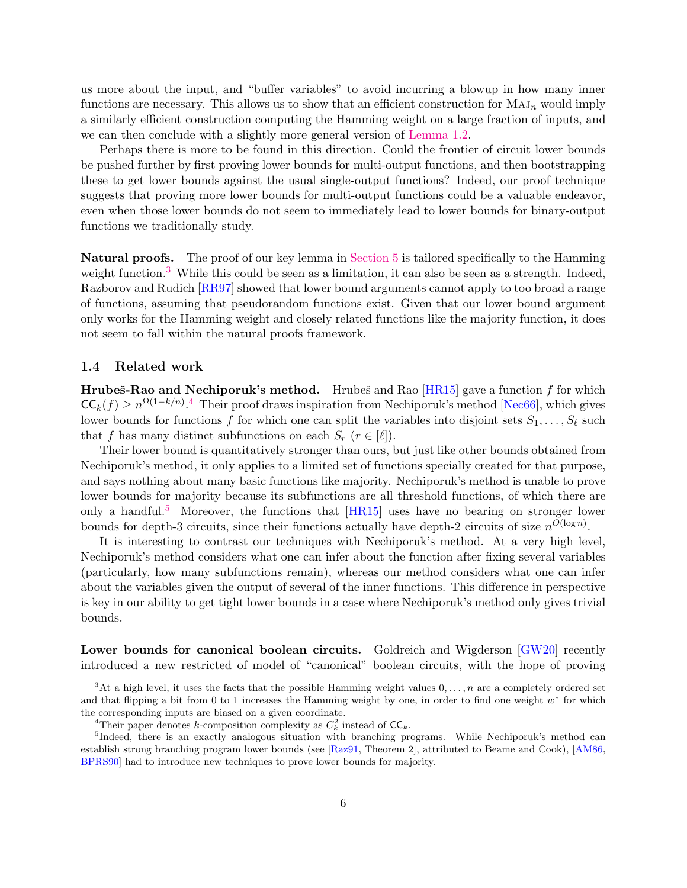us more about the input, and "buffer variables" to avoid incurring a blowup in how many inner functions are necessary. This allows us to show that an efficient construction for $\textsc{Maj}_n$ would imply a similarly efficient construction computing the Hamming weight on a large fraction of inputs, and we can then conclude with a slightly more general version of Lemma 1.2.

Perhaps there is more to be found in this direction. Could the frontier of circuit lower bounds be pushed further by first proving lower bounds for multi-output functions, and then bootstrapping these to get lower bounds against the usual single-output functions? Indeed, our proof technique suggests that proving more lower bounds for multi-output functions could be a valuable endeavor, even when those lower bounds do not seem to immediately lead to lower bounds for binary-output functions we traditionally study.

**Natural proofs.** The proof of our key lemma in Section 5 is tailored specifically to the Hamming weight function.[3] While this could be seen as a limitation, it can also be seen as a strength. Indeed, Razborov and Rudich [RR97] showed that lower bound arguments cannot apply to too broad a range of functions, assuming that pseudorandom functions exist. Given that our lower bound argument only works for the Hamming weight and closely related functions like the majority function, it does not seem to fall within the natural proofs framework.

### 1.4 Related work

**Hrubeš-Rao and Nechiporuk's method.** Hrubeš and Rao [HR15] gave a function $f$ for which $\mathsf{CC}_k(f) \geq n^{\Omega(1-k/n)}$.[4] Their proof draws inspiration from Nechiporuk's method [Nec66], which gives lower bounds for functions $f$ for which one can split the variables into disjoint sets $S_1, \ldots, S_\ell$ such that $f$ has many distinct subfunctions on each $S_r$ ($r \in [\ell]$).

Their lower bound is quantitatively stronger than ours, but just like other bounds obtained from Nechiporuk's method, it only applies to a limited set of functions specially created for that purpose, and says nothing about many basic functions like majority. Nechiporuk's method is unable to prove lower bounds for majority because its subfunctions are all threshold functions, of which there are only a handful.[5] Moreover, the functions that [HR15] uses have no bearing on stronger lower bounds for depth-3 circuits, since their functions actually have depth-2 circuits of size $n^{O(\log n)}$.

It is interesting to contrast our techniques with Nechiporuk's method. At a very high level, Nechiporuk's method considers what one can infer about the function after fixing several variables (particularly, how many subfunctions remain), whereas our method considers what one can infer about the variables given the output of several of the inner functions. This difference in perspective is key in our ability to get tight lower bounds in a case where Nechiporuk's method only gives trivial bounds.

**Lower bounds for canonical boolean circuits.** Goldreich and Wigderson [GW20] recently introduced a new restricted of model of "canonical" boolean circuits, with the hope of proving

---

[3] At a high level, it uses the facts that the possible Hamming weight values $0, \ldots, n$ are a completely ordered set and that flipping a bit from 0 to 1 increases the Hamming weight by one, in order to find one weight $w^*$ for which the corresponding inputs are biased on a given coordinate.

[4] Their paper denotes $k$-composition complexity as $C_k^2$ instead of $\mathsf{CC}_k$.

[5] Indeed, there is an exactly analogous situation with branching programs. While Nechiporuk's method can establish strong branching program lower bounds (see [Raz91, Theorem 2], attributed to Beame and Cook), [AM86, BPRS90] had to introduce new techniques to prove lower bounds for majority.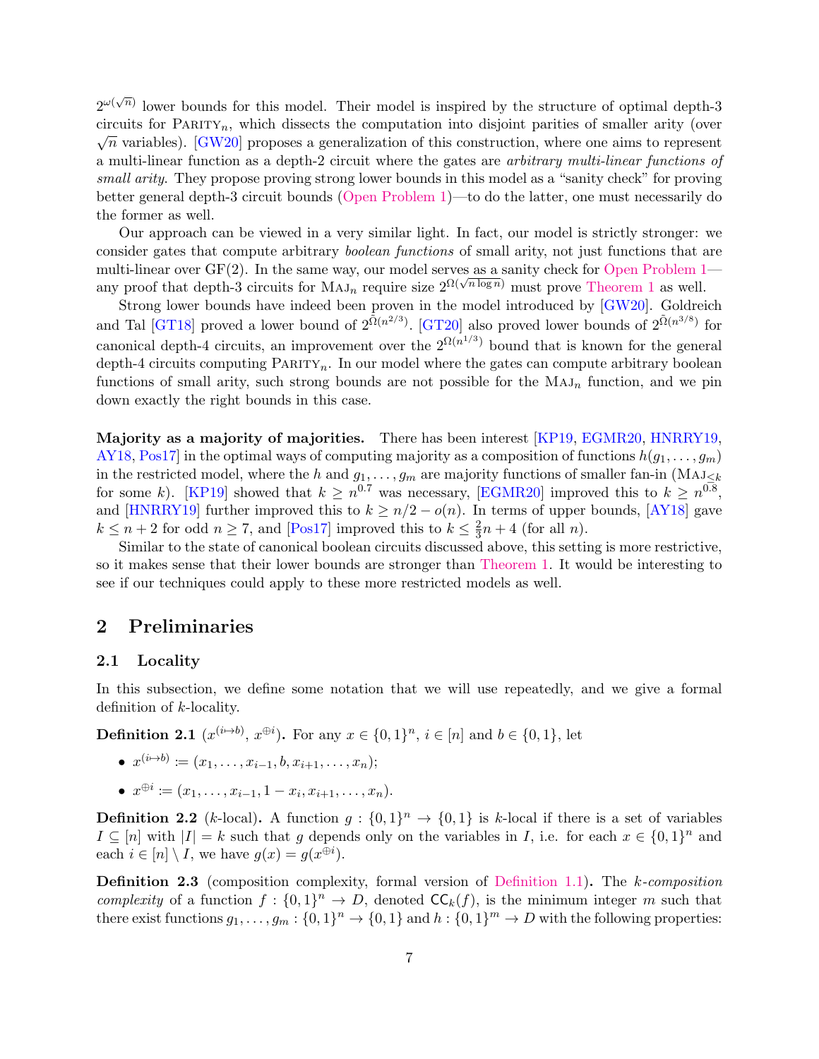$2^{\omega(\sqrt{n})}$ lower bounds for this model. Their model is inspired by the structure of optimal depth-3 circuits for $\textsc{Parity}_n$, which dissects the computation into disjoint parities of smaller arity (over $\sqrt{n}$ variables). [GW20] proposes a generalization of this construction, where one aims to represent a multi-linear function as a depth-2 circuit where the gates are *arbitrary multi-linear functions of small arity*. They propose proving strong lower bounds in this model as a "sanity check" for proving better general depth-3 circuit bounds (Open Problem 1)—to do the latter, one must necessarily do the former as well.

Our approach can be viewed in a very similar light. In fact, our model is strictly stronger: we consider gates that compute arbitrary *boolean functions* of small arity, not just functions that are multi-linear over GF(2). In the same way, our model serves as a sanity check for Open Problem 1—any proof that depth-3 circuits for $\textsc{Maj}_n$ require size $2^{\Omega(\sqrt{n \log n})}$ must prove Theorem 1 as well.

Strong lower bounds have indeed been proven in the model introduced by [GW20]. Goldreich and Tal [GT18] proved a lower bound of $2^{\tilde{\Omega}(n^{2/3})}$. [GT20] also proved lower bounds of $2^{\tilde{\Omega}(n^{3/8})}$ for canonical depth-4 circuits, an improvement over the $2^{\Omega(n^{1/3})}$ bound that is known for the general depth-4 circuits computing $\textsc{Parity}_n$. In our model where the gates can compute arbitrary boolean functions of small arity, such strong bounds are not possible for the $\textsc{Maj}_n$ function, and we pin down exactly the right bounds in this case.

**Majority as a majority of majorities.** There has been interest [KP19, EGMR20, HNRRY19, AY18, Pos17] in the optimal ways of computing majority as a composition of functions $h(g_1, \ldots, g_m)$ in the restricted model, where the $h$ and $g_1, \ldots, g_m$ are majority functions of smaller fan-in ($\textsc{Maj}_{\leq k}$ for some $k$). [KP19] showed that $k \geq n^{0.7}$ was necessary, [EGMR20] improved this to $k \geq n^{0.8}$, and [HNRRY19] further improved this to $k \geq n/2 - o(n)$. In terms of upper bounds, [AY18] gave $k \leq n + 2$ for odd $n \geq 7$, and [Pos17] improved this to $k \leq \frac{2}{3}n + 4$ (for all $n$).

Similar to the state of canonical boolean circuits discussed above, this setting is more restrictive, so it makes sense that their lower bounds are stronger than Theorem 1. It would be interesting to see if our techniques could apply to these more restricted models as well.

## 2 Preliminaries

### 2.1 Locality

In this subsection, we define some notation that we will use repeatedly, and we give a formal definition of $k$-locality.

**Definition 2.1** ($x^{(i \mapsto b)}$, $x^{\oplus i}$)**.** For any $x \in \{0,1\}^n$, $i \in [n]$ and $b \in \{0,1\}$, let

- $x^{(i \mapsto b)} := (x_1, \ldots, x_{i-1}, b, x_{i+1}, \ldots, x_n)$;
- $x^{\oplus i} := (x_1, \ldots, x_{i-1}, 1 - x_i, x_{i+1}, \ldots, x_n)$.

**Definition 2.2** ($k$-local)**.** A function $g : \{0,1\}^n \to \{0,1\}$ is $k$-local if there is a set of variables $I \subseteq [n]$ with $|I| = k$ such that $g$ depends only on the variables in $I$, i.e. for each $x \in \{0,1\}^n$ and each $i \in [n] \setminus I$, we have $g(x) = g(x^{\oplus i})$.

**Definition 2.3** (composition complexity, formal version of Definition 1.1)**.** The *$k$-composition complexity* of a function $f : \{0,1\}^n \to D$, denoted $\mathsf{CC}_k(f)$, is the minimum integer $m$ such that there exist functions $g_1, \ldots, g_m : \{0,1\}^n \to \{0,1\}$ and $h : \{0,1\}^m \to D$ with the following properties: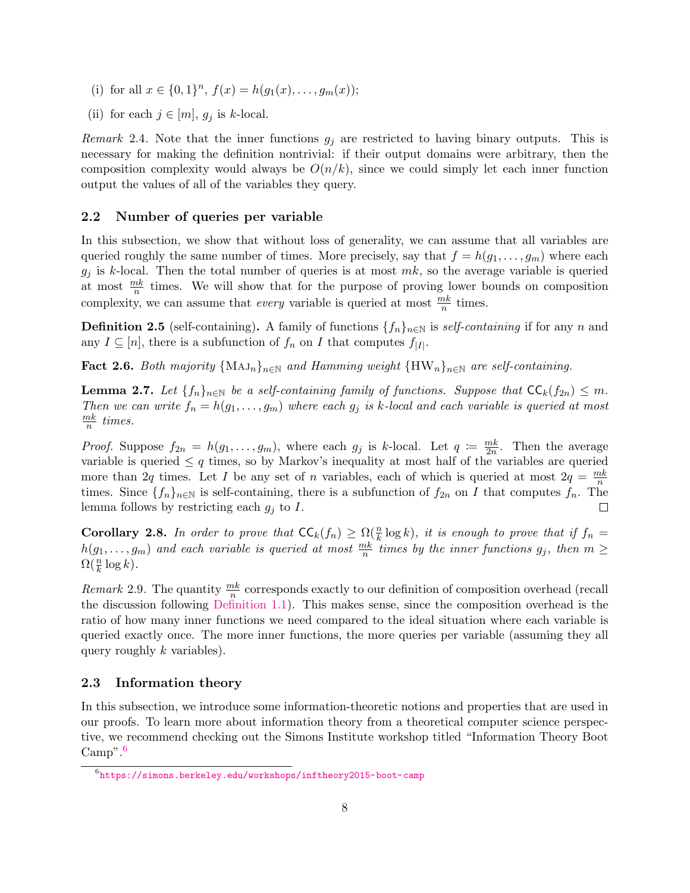(i) for all $x \in \{0,1\}^n$, $f(x) = h(g_1(x), \ldots, g_m(x))$;

(ii) for each $j \in [m]$, $g_j$ is $k$-local.

*Remark* 2.4. Note that the inner functions $g_j$ are restricted to having binary outputs. This is necessary for making the definition nontrivial: if their output domains were arbitrary, then the composition complexity would always be $O(n/k)$, since we could simply let each inner function output the values of all of the variables they query.

### 2.2 Number of queries per variable

In this subsection, we show that without loss of generality, we can assume that all variables are queried roughly the same number of times. More precisely, say that $f = h(g_1, \ldots, g_m)$ where each $g_j$ is $k$-local. Then the total number of queries is at most $mk$, so the average variable is queried at most $\frac{mk}{n}$ times. We will show that for the purpose of proving lower bounds on composition complexity, we can assume that *every* variable is queried at most $\frac{mk}{n}$ times.

**Definition 2.5** (self-containing)**.** A family of functions $\{f_n\}_{n\in\mathbb{N}}$ is *self-containing* if for any $n$ and any $I \subseteq [n]$, there is a subfunction of $f_n$ on $I$ that computes $f_{|I|}$.

**Fact 2.6.** *Both majority $\{\text{MAJ}_n\}_{n\in\mathbb{N}}$ and Hamming weight $\{\text{HW}_n\}_{n\in\mathbb{N}}$ are self-containing.*

**Lemma 2.7.** *Let $\{f_n\}_{n\in\mathbb{N}}$ be a self-containing family of functions. Suppose that $\mathsf{CC}_k(f_{2n}) \le m$. Then we can write $f_n = h(g_1, \ldots, g_m)$ where each $g_j$ is $k$-local and each variable is queried at most $\frac{mk}{n}$ times.*

*Proof.* Suppose $f_{2n} = h(g_1, \ldots, g_m)$, where each $g_j$ is $k$-local. Let $q := \frac{mk}{2n}$. Then the average variable is queried $\le q$ times, so by Markov's inequality at most half of the variables are queried more than $2q$ times. Let $I$ be any set of $n$ variables, each of which is queried at most $2q = \frac{mk}{n}$ times. Since $\{f_n\}_{n\in\mathbb{N}}$ is self-containing, there is a subfunction of $f_{2n}$ on $I$ that computes $f_n$. The lemma follows by restricting each $g_j$ to $I$. $\square$

**Corollary 2.8.** *In order to prove that $\mathsf{CC}_k(f_n) \ge \Omega(\frac{n}{k}\log k)$, it is enough to prove that if $f_n = h(g_1, \ldots, g_m)$ and each variable is queried at most $\frac{mk}{n}$ times by the inner functions $g_j$, then $m \ge \Omega(\frac{n}{k}\log k)$.*

*Remark* 2.9. The quantity $\frac{mk}{n}$ corresponds exactly to our definition of composition overhead (recall the discussion following Definition 1.1). This makes sense, since the composition overhead is the ratio of how many inner functions we need compared to the ideal situation where each variable is queried exactly once. The more inner functions, the more queries per variable (assuming they all query roughly $k$ variables).

### 2.3 Information theory

In this subsection, we introduce some information-theoretic notions and properties that are used in our proofs. To learn more about information theory from a theoretical computer science perspective, we recommend checking out the Simons Institute workshop titled "Information Theory Boot Camp".[6]

[6] https://simons.berkeley.edu/workshops/inftheory2015-boot-camp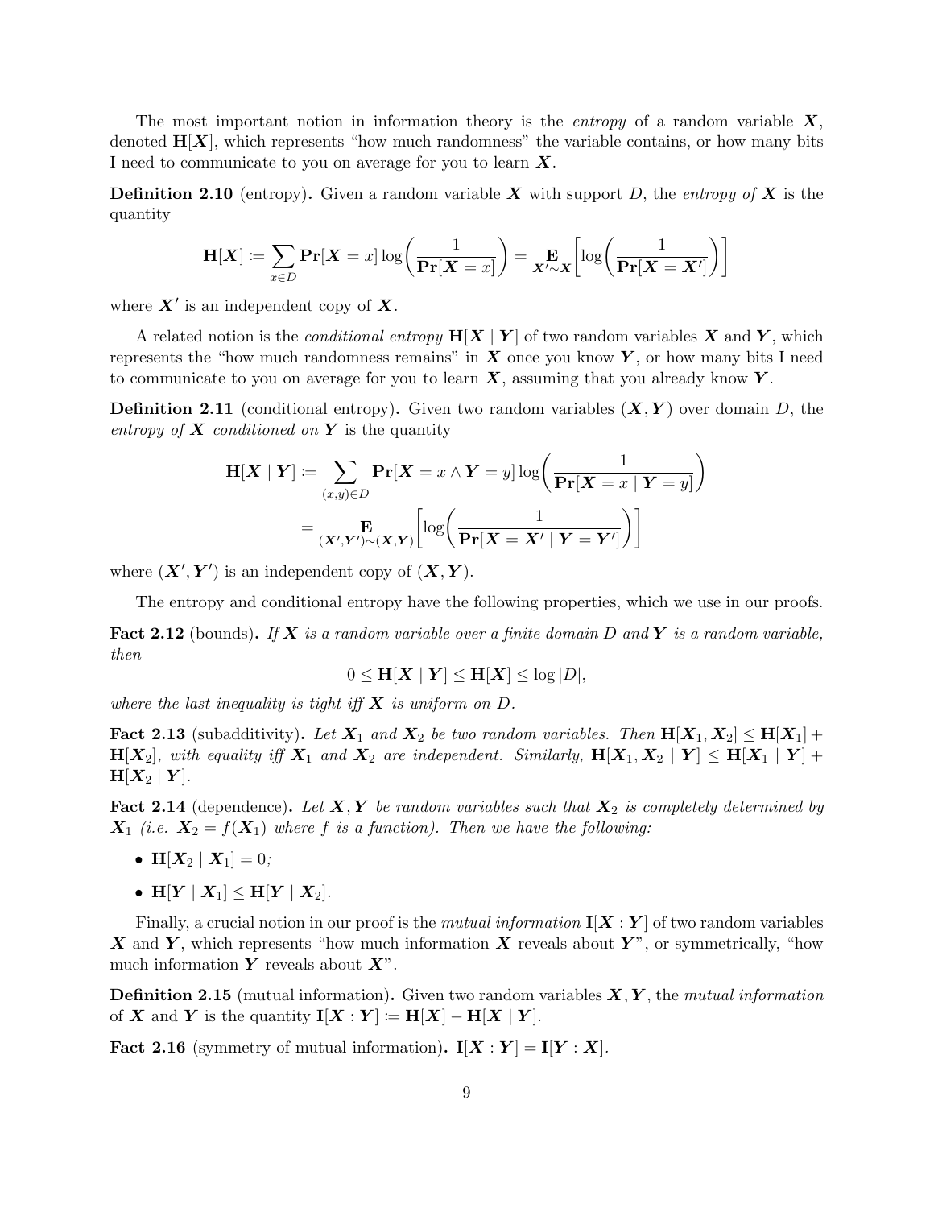The most important notion in information theory is the *entropy* of a random variable $\boldsymbol{X}$, denoted $\mathbf{H}[\boldsymbol{X}]$, which represents "how much randomness" the variable contains, or how many bits I need to communicate to you on average for you to learn $\boldsymbol{X}$.

**Definition 2.10** (entropy)**.** Given a random variable $\boldsymbol{X}$ with support $D$, the *entropy of* $\boldsymbol{X}$ is the quantity

$$\mathbf{H}[\boldsymbol{X}] \coloneqq \sum_{x \in D} \mathbf{Pr}[\boldsymbol{X} = x] \log\left(\frac{1}{\mathbf{Pr}[\boldsymbol{X} = x]}\right) = \mathop{\mathbf{E}}_{\boldsymbol{X}' \sim \boldsymbol{X}}\left[\log\left(\frac{1}{\mathbf{Pr}[\boldsymbol{X} = \boldsymbol{X}']}\right)\right]$$

where $\boldsymbol{X}'$ is an independent copy of $\boldsymbol{X}$.

A related notion is the *conditional entropy* $\mathbf{H}[\boldsymbol{X} \mid \boldsymbol{Y}]$ of two random variables $\boldsymbol{X}$ and $\boldsymbol{Y}$, which represents the "how much randomness remains" in $\boldsymbol{X}$ once you know $\boldsymbol{Y}$, or how many bits I need to communicate to you on average for you to learn $\boldsymbol{X}$, assuming that you already know $\boldsymbol{Y}$.

**Definition 2.11** (conditional entropy)**.** Given two random variables $(\boldsymbol{X}, \boldsymbol{Y})$ over domain $D$, the *entropy of* $\boldsymbol{X}$ *conditioned on* $\boldsymbol{Y}$ is the quantity

$$\begin{aligned}
\mathbf{H}[\boldsymbol{X} \mid \boldsymbol{Y}] &\coloneqq \sum_{(x,y) \in D} \mathbf{Pr}[\boldsymbol{X} = x \wedge \boldsymbol{Y} = y] \log\left(\frac{1}{\mathbf{Pr}[\boldsymbol{X} = x \mid \boldsymbol{Y} = y]}\right) \\
&= \mathop{\mathbf{E}}_{(\boldsymbol{X}', \boldsymbol{Y}') \sim (\boldsymbol{X}, \boldsymbol{Y})}\left[\log\left(\frac{1}{\mathbf{Pr}[\boldsymbol{X} = \boldsymbol{X}' \mid \boldsymbol{Y} = \boldsymbol{Y}']}\right)\right]
\end{aligned}$$

where $(\boldsymbol{X}', \boldsymbol{Y}')$ is an independent copy of $(\boldsymbol{X}, \boldsymbol{Y})$.

The entropy and conditional entropy have the following properties, which we use in our proofs.

**Fact 2.12** (bounds)**.** *If* $\boldsymbol{X}$ *is a random variable over a finite domain* $D$ *and* $\boldsymbol{Y}$ *is a random variable, then*

$$0 \leq \mathbf{H}[\boldsymbol{X} \mid \boldsymbol{Y}] \leq \mathbf{H}[\boldsymbol{X}] \leq \log |D|,$$

*where the last inequality is tight iff* $\boldsymbol{X}$ *is uniform on* $D$.

**Fact 2.13** (subadditivity)**.** *Let* $\boldsymbol{X}_1$ *and* $\boldsymbol{X}_2$ *be two random variables. Then* $\mathbf{H}[\boldsymbol{X}_1, \boldsymbol{X}_2] \leq \mathbf{H}[\boldsymbol{X}_1] + \mathbf{H}[\boldsymbol{X}_2]$*, with equality iff* $\boldsymbol{X}_1$ *and* $\boldsymbol{X}_2$ *are independent. Similarly,* $\mathbf{H}[\boldsymbol{X}_1, \boldsymbol{X}_2 \mid \boldsymbol{Y}] \leq \mathbf{H}[\boldsymbol{X}_1 \mid \boldsymbol{Y}] + \mathbf{H}[\boldsymbol{X}_2 \mid \boldsymbol{Y}]$.

**Fact 2.14** (dependence)**.** *Let* $\boldsymbol{X}, \boldsymbol{Y}$ *be random variables such that* $\boldsymbol{X}_2$ *is completely determined by* $\boldsymbol{X}_1$ *(i.e.* $\boldsymbol{X}_2 = f(\boldsymbol{X}_1)$ *where* $f$ *is a function). Then we have the following:*

- $\mathbf{H}[\boldsymbol{X}_2 \mid \boldsymbol{X}_1] = 0$*;*
- $\mathbf{H}[\boldsymbol{Y} \mid \boldsymbol{X}_1] \leq \mathbf{H}[\boldsymbol{Y} \mid \boldsymbol{X}_2]$.

Finally, a crucial notion in our proof is the *mutual information* $\mathbf{I}[\boldsymbol{X} : \boldsymbol{Y}]$ of two random variables $\boldsymbol{X}$ and $\boldsymbol{Y}$, which represents "how much information $\boldsymbol{X}$ reveals about $\boldsymbol{Y}$", or symmetrically, "how much information $\boldsymbol{Y}$ reveals about $\boldsymbol{X}$".

**Definition 2.15** (mutual information)**.** Given two random variables $\boldsymbol{X}, \boldsymbol{Y}$, the *mutual information* of $\boldsymbol{X}$ and $\boldsymbol{Y}$ is the quantity $\mathbf{I}[\boldsymbol{X} : \boldsymbol{Y}] \coloneqq \mathbf{H}[\boldsymbol{X}] - \mathbf{H}[\boldsymbol{X} \mid \boldsymbol{Y}]$.

**Fact 2.16** (symmetry of mutual information)**.** $\mathbf{I}[\boldsymbol{X} : \boldsymbol{Y}] = \mathbf{I}[\boldsymbol{Y} : \boldsymbol{X}]$.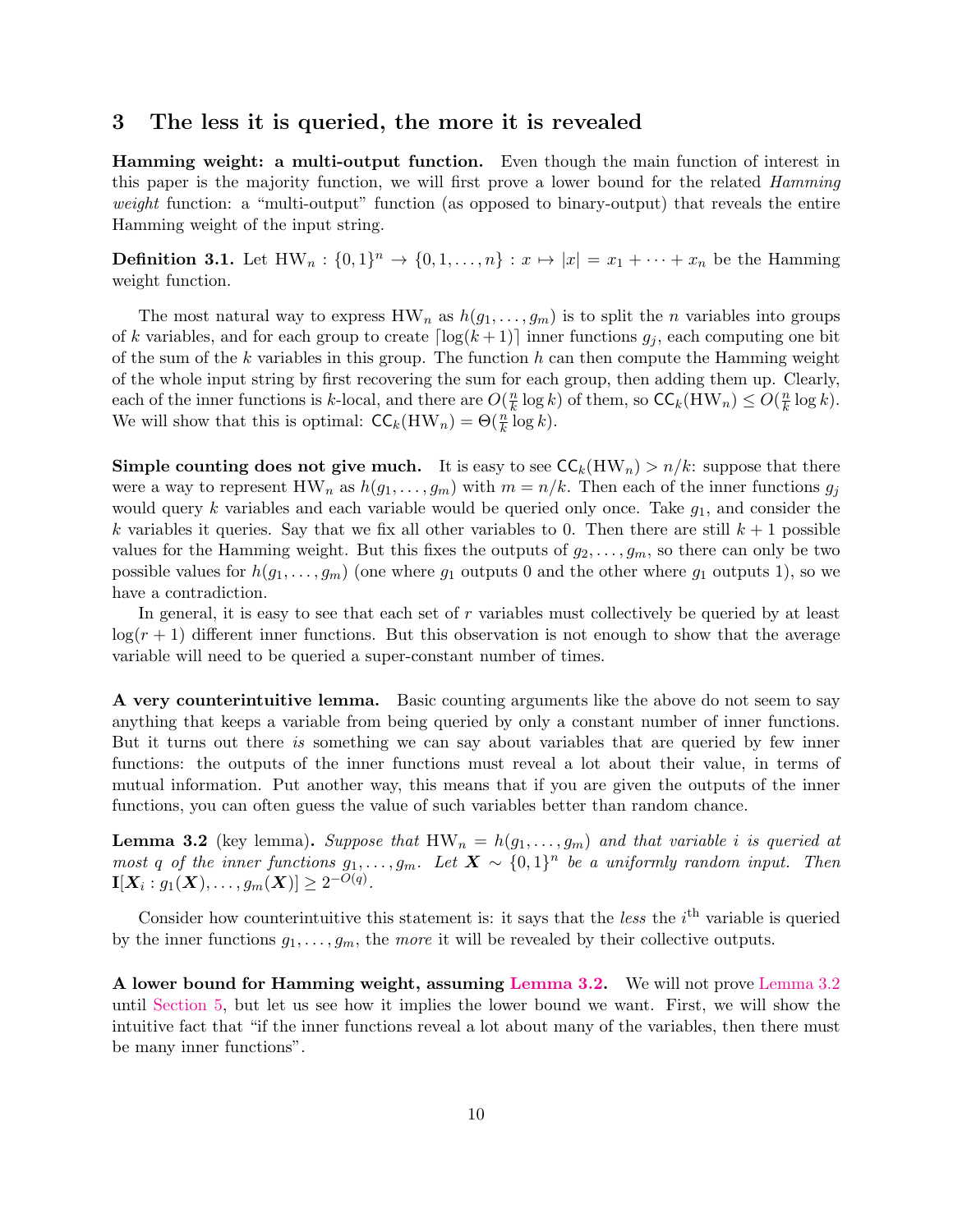## 3 The less it is queried, the more it is revealed

**Hamming weight: a multi-output function.** Even though the main function of interest in this paper is the majority function, we will first prove a lower bound for the related *Hamming weight* function: a "multi-output" function (as opposed to binary-output) that reveals the entire Hamming weight of the input string.

**Definition 3.1.** Let $\mathrm{HW}_n : \{0,1\}^n \to \{0, 1, \dots, n\} : x \mapsto |x| = x_1 + \cdots + x_n$ be the Hamming weight function.

The most natural way to express $\mathrm{HW}_n$ as $h(g_1, \dots, g_m)$ is to split the $n$ variables into groups of $k$ variables, and for each group to create $\lceil \log(k+1) \rceil$ inner functions $g_j$, each computing one bit of the sum of the $k$ variables in this group. The function $h$ can then compute the Hamming weight of the whole input string by first recovering the sum for each group, then adding them up. Clearly, each of the inner functions is $k$-local, and there are $O(\frac{n}{k} \log k)$ of them, so $\mathsf{CC}_k(\mathrm{HW}_n) \leq O(\frac{n}{k} \log k)$. We will show that this is optimal: $\mathsf{CC}_k(\mathrm{HW}_n) = \Theta(\frac{n}{k} \log k)$.

**Simple counting does not give much.** It is easy to see $\mathsf{CC}_k(\mathrm{HW}_n) > n/k$: suppose that there were a way to represent $\mathrm{HW}_n$ as $h(g_1, \dots, g_m)$ with $m = n/k$. Then each of the inner functions $g_j$ would query $k$ variables and each variable would be queried only once. Take $g_1$, and consider the $k$ variables it queries. Say that we fix all other variables to 0. Then there are still $k+1$ possible values for the Hamming weight. But this fixes the outputs of $g_2, \dots, g_m$, so there can only be two possible values for $h(g_1, \dots, g_m)$ (one where $g_1$ outputs 0 and the other where $g_1$ outputs 1), so we have a contradiction.

In general, it is easy to see that each set of $r$ variables must collectively be queried by at least $\log(r+1)$ different inner functions. But this observation is not enough to show that the average variable will need to be queried a super-constant number of times.

**A very counterintuitive lemma.** Basic counting arguments like the above do not seem to say anything that keeps a variable from being queried by only a constant number of inner functions. But it turns out there *is* something we can say about variables that are queried by few inner functions: the outputs of the inner functions must reveal a lot about their value, in terms of mutual information. Put another way, this means that if you are given the outputs of the inner functions, you can often guess the value of such variables better than random chance.

**Lemma 3.2** (key lemma)**.** *Suppose that* $\mathrm{HW}_n = h(g_1, \dots, g_m)$ *and that variable* $i$ *is queried at most* $q$ *of the inner functions* $g_1, \dots, g_m$*. Let* $\boldsymbol{X} \sim \{0,1\}^n$ *be a uniformly random input. Then* $\mathbf{I}[\boldsymbol{X}_i : g_1(\boldsymbol{X}), \dots, g_m(\boldsymbol{X})] \geq 2^{-O(q)}$.

Consider how counterintuitive this statement is: it says that the *less* the $i^{\text{th}}$ variable is queried by the inner functions $g_1, \dots, g_m$, the *more* it will be revealed by their collective outputs.

**A lower bound for Hamming weight, assuming Lemma 3.2.** We will not prove Lemma 3.2 until Section 5, but let us see how it implies the lower bound we want. First, we will show the intuitive fact that "if the inner functions reveal a lot about many of the variables, then there must be many inner functions".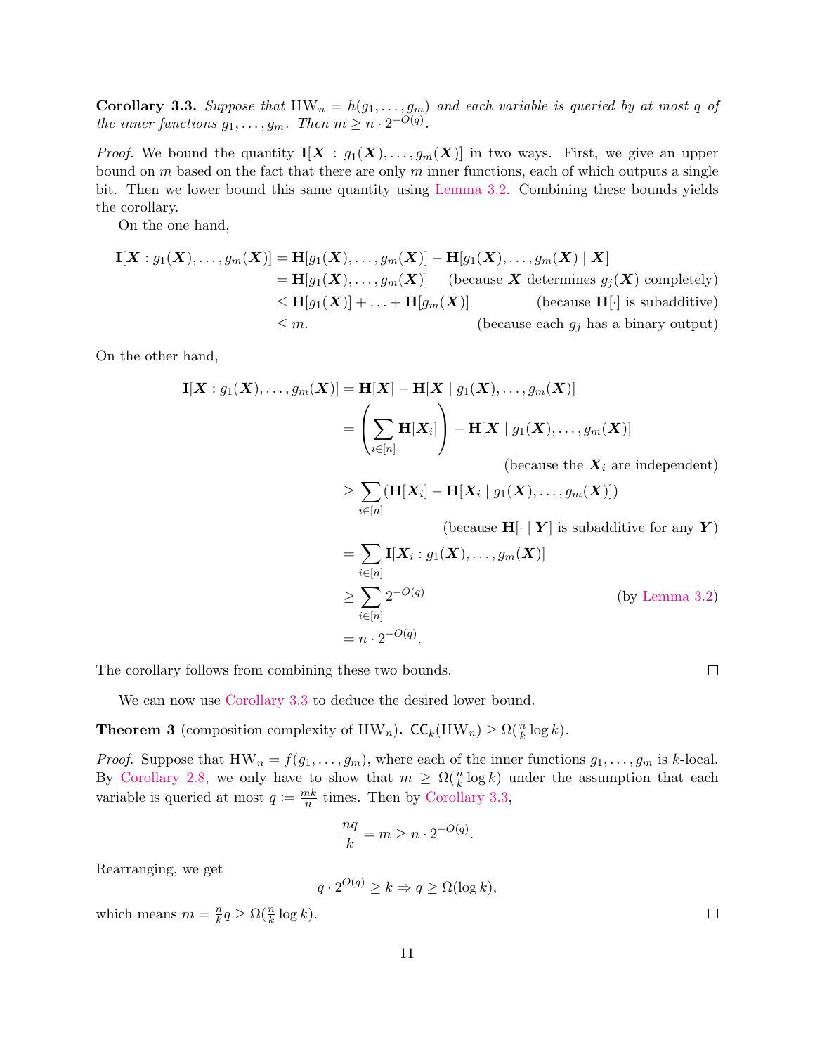**Corollary 3.3.** *Suppose that* $\mathrm{HW}_n = h(g_1, \ldots, g_m)$ *and each variable is queried by at most* $q$ *of the inner functions* $g_1, \ldots, g_m$*. Then* $m \geq n \cdot 2^{-O(q)}$*.*

*Proof.* We bound the quantity $\mathbf{I}[\boldsymbol{X} : g_1(\boldsymbol{X}), \ldots, g_m(\boldsymbol{X})]$ in two ways. First, we give an upper bound on $m$ based on the fact that there are only $m$ inner functions, each of which outputs a single bit. Then we lower bound this same quantity using Lemma 3.2. Combining these bounds yields the corollary.

On the one hand,

$$
\begin{aligned}
\mathbf{I}[\boldsymbol{X} : g_1(\boldsymbol{X}), \ldots, g_m(\boldsymbol{X})] &= \mathbf{H}[g_1(\boldsymbol{X}), \ldots, g_m(\boldsymbol{X})] - \mathbf{H}[g_1(\boldsymbol{X}), \ldots, g_m(\boldsymbol{X}) \mid \boldsymbol{X}] \\
&= \mathbf{H}[g_1(\boldsymbol{X}), \ldots, g_m(\boldsymbol{X})] \quad \text{(because } \boldsymbol{X} \text{ determines } g_j(\boldsymbol{X}) \text{ completely)} \\
&\leq \mathbf{H}[g_1(\boldsymbol{X})] + \ldots + \mathbf{H}[g_m(\boldsymbol{X})] \quad \text{(because } \mathbf{H}[\cdot] \text{ is subadditive)} \\
&\leq m. \quad \text{(because each } g_j \text{ has a binary output)}
\end{aligned}
$$

On the other hand,

$$
\begin{aligned}
\mathbf{I}[\boldsymbol{X} : g_1(\boldsymbol{X}), \ldots, g_m(\boldsymbol{X})] &= \mathbf{H}[\boldsymbol{X}] - \mathbf{H}[\boldsymbol{X} \mid g_1(\boldsymbol{X}), \ldots, g_m(\boldsymbol{X})] \\
&= \left(\sum_{i \in [n]} \mathbf{H}[\boldsymbol{X}_i]\right) - \mathbf{H}[\boldsymbol{X} \mid g_1(\boldsymbol{X}), \ldots, g_m(\boldsymbol{X})] \\
&\qquad \text{(because the } \boldsymbol{X}_i \text{ are independent)} \\
&\geq \sum_{i \in [n]} \left(\mathbf{H}[\boldsymbol{X}_i] - \mathbf{H}[\boldsymbol{X}_i \mid g_1(\boldsymbol{X}), \ldots, g_m(\boldsymbol{X})]\right) \\
&\qquad \text{(because } \mathbf{H}[\cdot \mid \boldsymbol{Y}] \text{ is subadditive for any } \boldsymbol{Y}\text{)} \\
&= \sum_{i \in [n]} \mathbf{I}[\boldsymbol{X}_i : g_1(\boldsymbol{X}), \ldots, g_m(\boldsymbol{X})] \\
&\geq \sum_{i \in [n]} 2^{-O(q)} \quad \text{(by Lemma 3.2)} \\
&= n \cdot 2^{-O(q)}.
\end{aligned}
$$

The corollary follows from combining these two bounds. ∎

We can now use Corollary 3.3 to deduce the desired lower bound.

**Theorem 3** (composition complexity of $\mathrm{HW}_n$)**.** $\mathsf{CC}_k(\mathrm{HW}_n) \geq \Omega(\frac{n}{k} \log k)$.

*Proof.* Suppose that $\mathrm{HW}_n = f(g_1, \ldots, g_m)$, where each of the inner functions $g_1, \ldots, g_m$ is $k$-local. By Corollary 2.8, we only have to show that $m \geq \Omega(\frac{n}{k} \log k)$ under the assumption that each variable is queried at most $q \coloneqq \frac{mk}{n}$ times. Then by Corollary 3.3,

$$\frac{nq}{k} = m \geq n \cdot 2^{-O(q)}.$$

Rearranging, we get

$$q \cdot 2^{O(q)} \geq k \Rightarrow q \geq \Omega(\log k),$$

which means $m = \frac{n}{k} q \geq \Omega(\frac{n}{k} \log k)$. ∎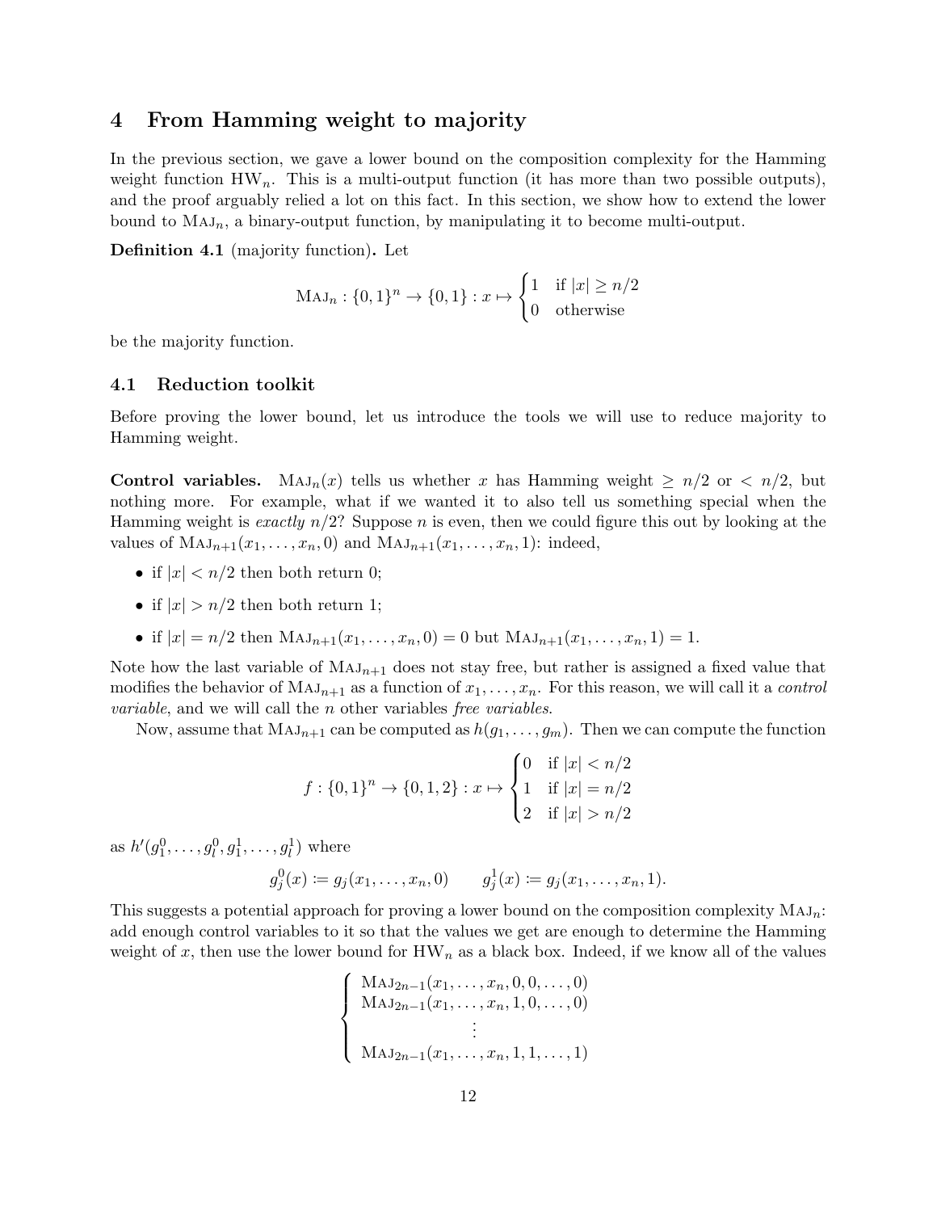## 4 From Hamming weight to majority

In the previous section, we gave a lower bound on the composition complexity for the Hamming weight function $\mathrm{HW}_n$. This is a multi-output function (it has more than two possible outputs), and the proof arguably relied a lot on this fact. In this section, we show how to extend the lower bound to $\textsc{Maj}_n$, a binary-output function, by manipulating it to become multi-output.

**Definition 4.1** (majority function)**.** Let

$$\textsc{Maj}_n : \{0,1\}^n \to \{0,1\} : x \mapsto \begin{cases} 1 & \text{if } |x| \geq n/2 \\ 0 & \text{otherwise} \end{cases}$$

be the majority function.

### 4.1 Reduction toolkit

Before proving the lower bound, let us introduce the tools we will use to reduce majority to Hamming weight.

**Control variables.** $\textsc{Maj}_n(x)$ tells us whether $x$ has Hamming weight $\geq n/2$ or $< n/2$, but nothing more. For example, what if we wanted it to also tell us something special when the Hamming weight is *exactly* $n/2$? Suppose $n$ is even, then we could figure this out by looking at the values of $\textsc{Maj}_{n+1}(x_1, \ldots, x_n, 0)$ and $\textsc{Maj}_{n+1}(x_1, \ldots, x_n, 1)$: indeed,

- if $|x| < n/2$ then both return 0;
- if $|x| > n/2$ then both return 1;
- if $|x| = n/2$ then $\textsc{Maj}_{n+1}(x_1, \ldots, x_n, 0) = 0$ but $\textsc{Maj}_{n+1}(x_1, \ldots, x_n, 1) = 1$.

Note how the last variable of $\textsc{Maj}_{n+1}$ does not stay free, but rather is assigned a fixed value that modifies the behavior of $\textsc{Maj}_{n+1}$ as a function of $x_1, \ldots, x_n$. For this reason, we will call it a *control variable*, and we will call the $n$ other variables *free variables*.

Now, assume that $\textsc{Maj}_{n+1}$ can be computed as $h(g_1, \ldots, g_m)$. Then we can compute the function

$$f : \{0,1\}^n \to \{0,1,2\} : x \mapsto \begin{cases} 0 & \text{if } |x| < n/2 \\ 1 & \text{if } |x| = n/2 \\ 2 & \text{if } |x| > n/2 \end{cases}$$

as $h'(g_1^0, \ldots, g_l^0, g_1^1, \ldots, g_l^1)$ where

$$g_j^0(x) \coloneqq g_j(x_1, \ldots, x_n, 0) \qquad g_j^1(x) \coloneqq g_j(x_1, \ldots, x_n, 1).$$

This suggests a potential approach for proving a lower bound on the composition complexity $\textsc{Maj}_n$: add enough control variables to it so that the values we get are enough to determine the Hamming weight of $x$, then use the lower bound for $\mathrm{HW}_n$ as a black box. Indeed, if we know all of the values

$$\begin{cases} \textsc{Maj}_{2n-1}(x_1, \ldots, x_n, 0, 0, \ldots, 0) \\ \textsc{Maj}_{2n-1}(x_1, \ldots, x_n, 1, 0, \ldots, 0) \\ \qquad\qquad\vdots \\ \textsc{Maj}_{2n-1}(x_1, \ldots, x_n, 1, 1, \ldots, 1) \end{cases}$$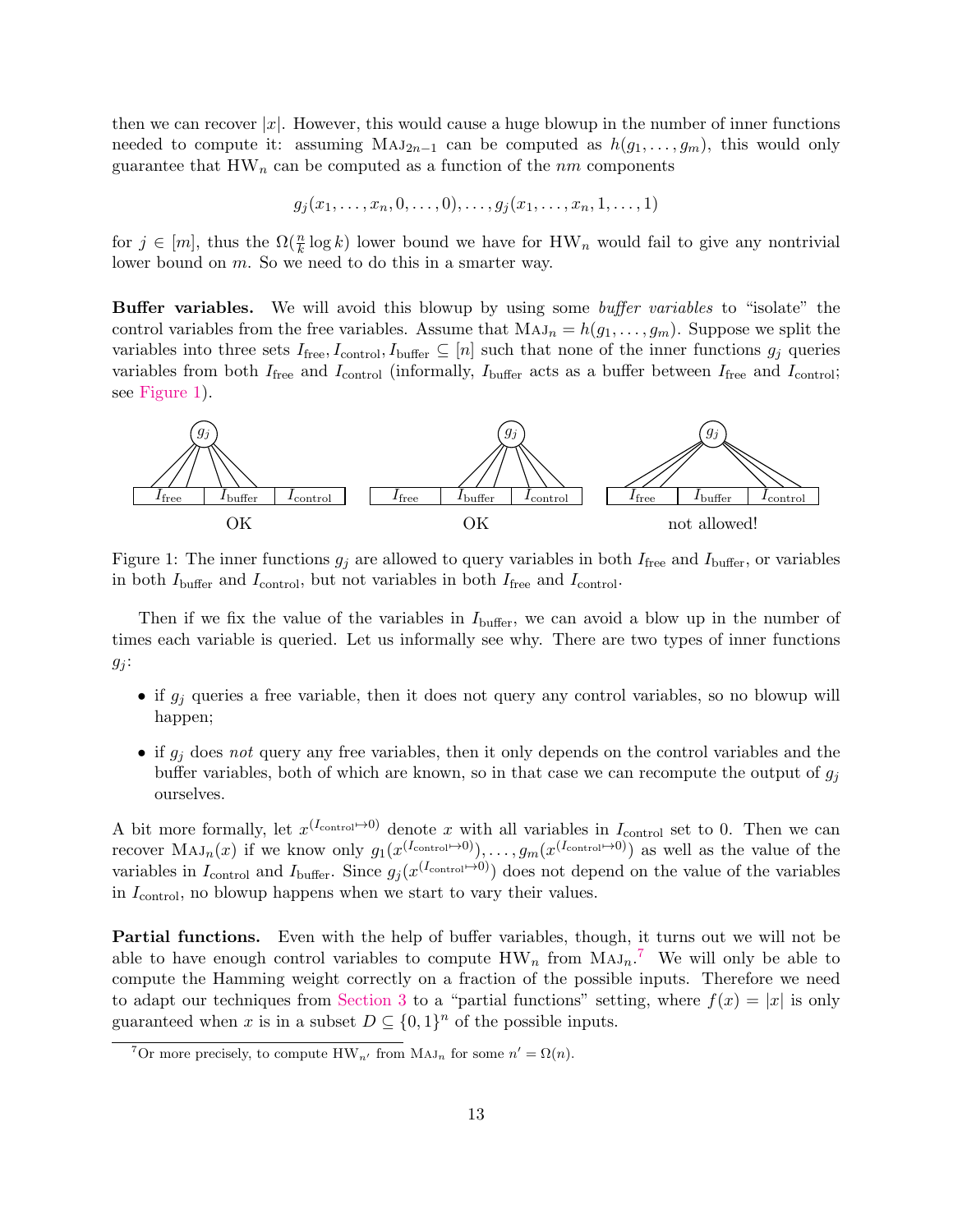then we can recover $|x|$. However, this would cause a huge blowup in the number of inner functions needed to compute it: assuming $\text{MAJ}_{2n-1}$ can be computed as $h(g_1, \ldots, g_m)$, this would only guarantee that $\text{HW}_n$ can be computed as a function of the $nm$ components

$$g_j(x_1, \ldots, x_n, 0, \ldots, 0), \ldots, g_j(x_1, \ldots, x_n, 1, \ldots, 1)$$

for $j \in [m]$, thus the $\Omega(\frac{n}{k} \log k)$ lower bound we have for $\text{HW}_n$ would fail to give any nontrivial lower bound on $m$. So we need to do this in a smarter way.

**Buffer variables.** We will avoid this blowup by using some *buffer variables* to "isolate" the control variables from the free variables. Assume that $\text{MAJ}_n = h(g_1, \ldots, g_m)$. Suppose we split the variables into three sets $I_{\text{free}}, I_{\text{control}}, I_{\text{buffer}} \subseteq [n]$ such that none of the inner functions $g_j$ queries variables from both $I_{\text{free}}$ and $I_{\text{control}}$ (informally, $I_{\text{buffer}}$ acts as a buffer between $I_{\text{free}}$ and $I_{\text{control}}$; see Figure 1).

Figure 1: The inner functions $g_j$ are allowed to query variables in both $I_{\text{free}}$ and $I_{\text{buffer}}$, or variables in both $I_{\text{buffer}}$ and $I_{\text{control}}$, but not variables in both $I_{\text{free}}$ and $I_{\text{control}}$.

Then if we fix the value of the variables in $I_{\text{buffer}}$, we can avoid a blow up in the number of times each variable is queried. Let us informally see why. There are two types of inner functions $g_j$:

- if $g_j$ queries a free variable, then it does not query any control variables, so no blowup will happen;
- if $g_j$ does *not* query any free variables, then it only depends on the control variables and the buffer variables, both of which are known, so in that case we can recompute the output of $g_j$ ourselves.

A bit more formally, let $x^{(I_{\text{control}} \mapsto 0)}$ denote $x$ with all variables in $I_{\text{control}}$ set to 0. Then we can recover $\text{MAJ}_n(x)$ if we know only $g_1(x^{(I_{\text{control}} \mapsto 0)}), \ldots, g_m(x^{(I_{\text{control}} \mapsto 0)})$ as well as the value of the variables in $I_{\text{control}}$ and $I_{\text{buffer}}$. Since $g_j(x^{(I_{\text{control}} \mapsto 0)})$ does not depend on the value of the variables in $I_{\text{control}}$, no blowup happens when we start to vary their values.

**Partial functions.** Even with the help of buffer variables, though, it turns out we will not be able to have enough control variables to compute $\text{HW}_n$ from $\text{MAJ}_n$.[7] We will only be able to compute the Hamming weight correctly on a fraction of the possible inputs. Therefore we need to adapt our techniques from Section 3 to a "partial functions" setting, where $f(x) = |x|$ is only guaranteed when $x$ is in a subset $D \subseteq \{0,1\}^n$ of the possible inputs.

[7] Or more precisely, to compute $\text{HW}_{n'}$ from $\text{MAJ}_n$ for some $n' = \Omega(n)$.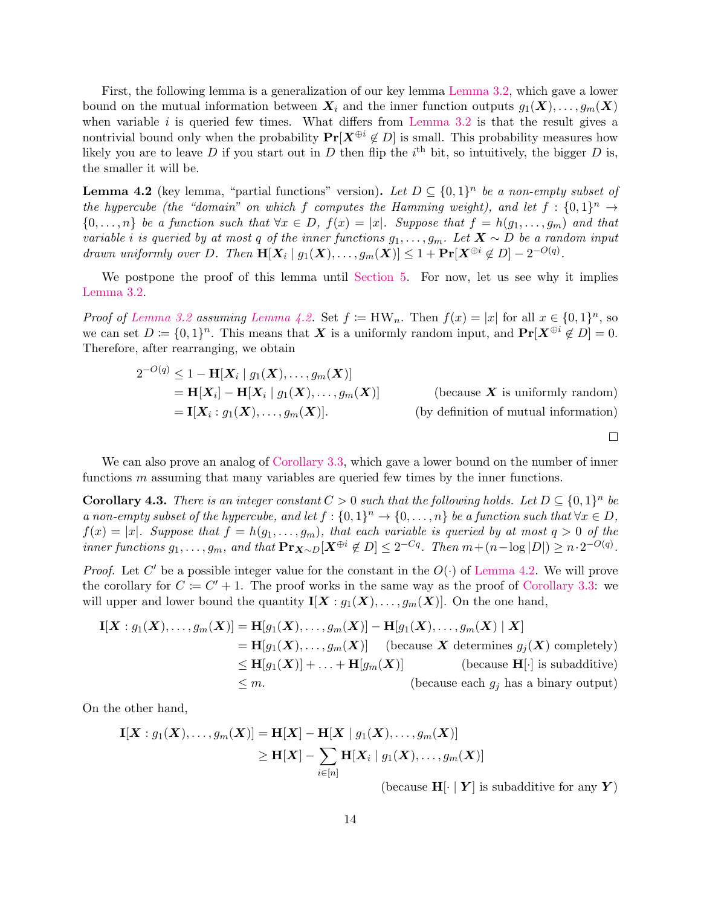First, the following lemma is a generalization of our key lemma Lemma 3.2, which gave a lower bound on the mutual information between $\boldsymbol{X}_i$ and the inner function outputs $g_1(\boldsymbol{X}), \ldots, g_m(\boldsymbol{X})$ when variable $i$ is queried few times. What differs from Lemma 3.2 is that the result gives a nontrivial bound only when the probability $\mathbf{Pr}[\boldsymbol{X}^{\oplus i} \notin D]$ is small. This probability measures how likely you are to leave $D$ if you start out in $D$ then flip the $i^{\text{th}}$ bit, so intuitively, the bigger $D$ is, the smaller it will be.

**Lemma 4.2** (key lemma, "partial functions" version)**.** *Let $D \subseteq \{0,1\}^n$ be a non-empty subset of the hypercube (the "domain" on which $f$ computes the Hamming weight), and let $f : \{0,1\}^n \to \{0, \ldots, n\}$ be a function such that $\forall x \in D$, $f(x) = |x|$. Suppose that $f = h(g_1, \ldots, g_m)$ and that variable $i$ is queried by at most $q$ of the inner functions $g_1, \ldots, g_m$. Let $\boldsymbol{X} \sim D$ be a random input drawn uniformly over $D$. Then $\mathbf{H}[\boldsymbol{X}_i \mid g_1(\boldsymbol{X}), \ldots, g_m(\boldsymbol{X})] \leq 1 + \mathbf{Pr}[\boldsymbol{X}^{\oplus i} \notin D] - 2^{-O(q)}$.*

We postpone the proof of this lemma until Section 5. For now, let us see why it implies Lemma 3.2.

*Proof of Lemma 3.2 assuming Lemma 4.2.* Set $f := \mathrm{HW}_n$. Then $f(x) = |x|$ for all $x \in \{0,1\}^n$, so we can set $D := \{0,1\}^n$. This means that $\boldsymbol{X}$ is a uniformly random input, and $\mathbf{Pr}[\boldsymbol{X}^{\oplus i} \notin D] = 0$. Therefore, after rearranging, we obtain

$$
\begin{aligned}
2^{-O(q)} &\leq 1 - \mathbf{H}[\boldsymbol{X}_i \mid g_1(\boldsymbol{X}), \ldots, g_m(\boldsymbol{X})] \\
&= \mathbf{H}[\boldsymbol{X}_i] - \mathbf{H}[\boldsymbol{X}_i \mid g_1(\boldsymbol{X}), \ldots, g_m(\boldsymbol{X})] && \text{(because } \boldsymbol{X} \text{ is uniformly random)} \\
&= \mathbf{I}[\boldsymbol{X}_i : g_1(\boldsymbol{X}), \ldots, g_m(\boldsymbol{X})]. && \text{(by definition of mutual information)}
\end{aligned}
$$

□

We can also prove an analog of Corollary 3.3, which gave a lower bound on the number of inner functions $m$ assuming that many variables are queried few times by the inner functions.

**Corollary 4.3.** *There is an integer constant $C > 0$ such that the following holds. Let $D \subseteq \{0,1\}^n$ be a non-empty subset of the hypercube, and let $f : \{0,1\}^n \to \{0, \ldots, n\}$ be a function such that $\forall x \in D$, $f(x) = |x|$. Suppose that $f = h(g_1, \ldots, g_m)$, that each variable is queried by at most $q > 0$ of the inner functions $g_1, \ldots, g_m$, and that $\mathbf{Pr}_{\boldsymbol{X} \sim D}[\boldsymbol{X}^{\oplus i} \notin D] \leq 2^{-Cq}$. Then $m + (n - \log|D|) \geq n \cdot 2^{-O(q)}$.*

*Proof.* Let $C'$ be a possible integer value for the constant in the $O(\cdot)$ of Lemma 4.2. We will prove the corollary for $C := C' + 1$. The proof works in the same way as the proof of Corollary 3.3: we will upper and lower bound the quantity $\mathbf{I}[\boldsymbol{X} : g_1(\boldsymbol{X}), \ldots, g_m(\boldsymbol{X})]$. On the one hand,

$$
\begin{aligned}
\mathbf{I}[\boldsymbol{X} : g_1(\boldsymbol{X}), \ldots, g_m(\boldsymbol{X})] &= \mathbf{H}[g_1(\boldsymbol{X}), \ldots, g_m(\boldsymbol{X})] - \mathbf{H}[g_1(\boldsymbol{X}), \ldots, g_m(\boldsymbol{X}) \mid \boldsymbol{X}] \\
&= \mathbf{H}[g_1(\boldsymbol{X}), \ldots, g_m(\boldsymbol{X})] && \text{(because } \boldsymbol{X} \text{ determines } g_j(\boldsymbol{X}) \text{ completely)} \\
&\leq \mathbf{H}[g_1(\boldsymbol{X})] + \ldots + \mathbf{H}[g_m(\boldsymbol{X})] && \text{(because } \mathbf{H}[\cdot] \text{ is subadditive)} \\
&\leq m. && \text{(because each } g_j \text{ has a binary output)}
\end{aligned}
$$

On the other hand,

$$
\begin{aligned}
\mathbf{I}[\boldsymbol{X} : g_1(\boldsymbol{X}), \ldots, g_m(\boldsymbol{X})] &= \mathbf{H}[\boldsymbol{X}] - \mathbf{H}[\boldsymbol{X} \mid g_1(\boldsymbol{X}), \ldots, g_m(\boldsymbol{X})] \\
&\geq \mathbf{H}[\boldsymbol{X}] - \sum_{i \in [n]} \mathbf{H}[\boldsymbol{X}_i \mid g_1(\boldsymbol{X}), \ldots, g_m(\boldsymbol{X})] \\
& \qquad \text{(because } \mathbf{H}[\cdot \mid \boldsymbol{Y}] \text{ is subadditive for any } \boldsymbol{Y}\text{)}
\end{aligned}
$$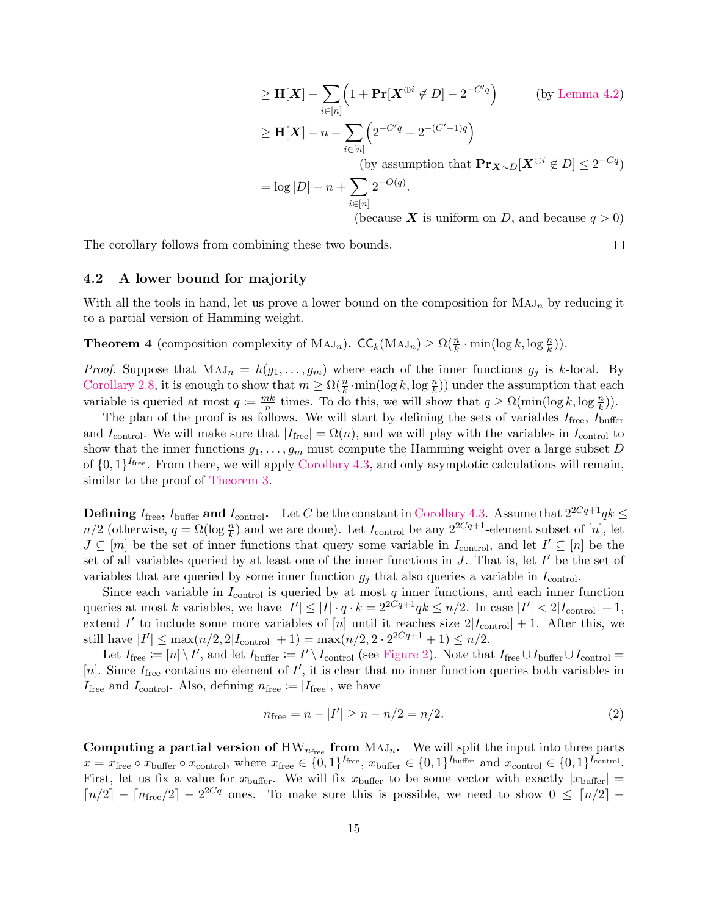$$\geq \mathbf{H}[\boldsymbol{X}] - \sum_{i \in [n]} \left(1 + \mathbf{Pr}[\boldsymbol{X}^{\oplus i} \notin D] - 2^{-C'q}\right) \qquad \text{(by Lemma 4.2)}$$

$$\geq \mathbf{H}[\boldsymbol{X}] - n + \sum_{i \in [n]} \left(2^{-C'q} - 2^{-(C'+1)q}\right)$$

(by assumption that $\mathbf{Pr}_{\boldsymbol{X} \sim D}[\boldsymbol{X}^{\oplus i} \notin D] \leq 2^{-Cq}$)

$$= \log |D| - n + \sum_{i \in [n]} 2^{-O(q)}.$$

(because $\boldsymbol{X}$ is uniform on $D$, and because $q > 0$)

The corollary follows from combining these two bounds. □

### 4.2 A lower bound for majority

With all the tools in hand, let us prove a lower bound on the composition for $\textsc{Maj}_n$ by reducing it to a partial version of Hamming weight.

**Theorem 4** (composition complexity of $\textsc{Maj}_n$)**.** $\mathsf{CC}_k(\textsc{Maj}_n) \geq \Omega(\frac{n}{k} \cdot \min(\log k, \log \frac{n}{k}))$.

*Proof.* Suppose that $\textsc{Maj}_n = h(g_1, \dots, g_m)$ where each of the inner functions $g_j$ is $k$-local. By Corollary 2.8, it is enough to show that $m \geq \Omega(\frac{n}{k} \cdot \min(\log k, \log \frac{n}{k}))$ under the assumption that each variable is queried at most $q := \frac{mk}{n}$ times. To do this, we will show that $q \geq \Omega(\min(\log k, \log \frac{n}{k}))$.

The plan of the proof is as follows. We will start by defining the sets of variables $I_{\text{free}}$, $I_{\text{buffer}}$ and $I_{\text{control}}$. We will make sure that $|I_{\text{free}}| = \Omega(n)$, and we will play with the variables in $I_{\text{control}}$ to show that the inner functions $g_1, \dots, g_m$ must compute the Hamming weight over a large subset $D$ of $\{0,1\}^{I_{\text{free}}}$. From there, we will apply Corollary 4.3, and only asymptotic calculations will remain, similar to the proof of Theorem 3.

**Defining $I_{\text{free}}$, $I_{\text{buffer}}$ and $I_{\text{control}}$.** Let $C$ be the constant in Corollary 4.3. Assume that $2^{2Cq+1}qk \leq n/2$ (otherwise, $q = \Omega(\log \frac{n}{k})$ and we are done). Let $I_{\text{control}}$ be any $2^{2Cq+1}$-element subset of $[n]$, let $J \subseteq [m]$ be the set of inner functions that query some variable in $I_{\text{control}}$, and let $I' \subseteq [n]$ be the set of all variables queried by at least one of the inner functions in $J$. That is, let $I'$ be the set of variables that are queried by some inner function $g_j$ that also queries a variable in $I_{\text{control}}$.

Since each variable in $I_{\text{control}}$ is queried by at most $q$ inner functions, and each inner function queries at most $k$ variables, we have $|I'| \leq |I| \cdot q \cdot k = 2^{2Cq+1}qk \leq n/2$. In case $|I'| < 2|I_{\text{control}}| + 1$, extend $I'$ to include some more variables of $[n]$ until it reaches size $2|I_{\text{control}}| + 1$. After this, we still have $|I'| \leq \max(n/2, 2|I_{\text{control}}| + 1) = \max(n/2, 2 \cdot 2^{2Cq+1} + 1) \leq n/2$.

Let $I_{\text{free}} := [n] \setminus I'$, and let $I_{\text{buffer}} := I' \setminus I_{\text{control}}$ (see Figure 2). Note that $I_{\text{free}} \cup I_{\text{buffer}} \cup I_{\text{control}} = [n]$. Since $I_{\text{free}}$ contains no element of $I'$, it is clear that no inner function queries both variables in $I_{\text{free}}$ and $I_{\text{control}}$. Also, defining $n_{\text{free}} := |I_{\text{free}}|$, we have

$$n_{\text{free}} = n - |I'| \geq n - n/2 = n/2. \tag{2}$$

**Computing a partial version of $\text{HW}_{n_{\text{free}}}$ from $\textsc{Maj}_n$.** We will split the input into three parts $x = x_{\text{free}} \circ x_{\text{buffer}} \circ x_{\text{control}}$, where $x_{\text{free}} \in \{0,1\}^{I_{\text{free}}}$, $x_{\text{buffer}} \in \{0,1\}^{I_{\text{buffer}}}$ and $x_{\text{control}} \in \{0,1\}^{I_{\text{control}}}$. First, let us fix a value for $x_{\text{buffer}}$. We will fix $x_{\text{buffer}}$ to be some vector with exactly $|x_{\text{buffer}}| = \lceil n/2 \rceil - \lceil n_{\text{free}}/2 \rceil - 2^{2Cq}$ ones. To make sure this is possible, we need to show $0 \leq \lceil n/2 \rceil -$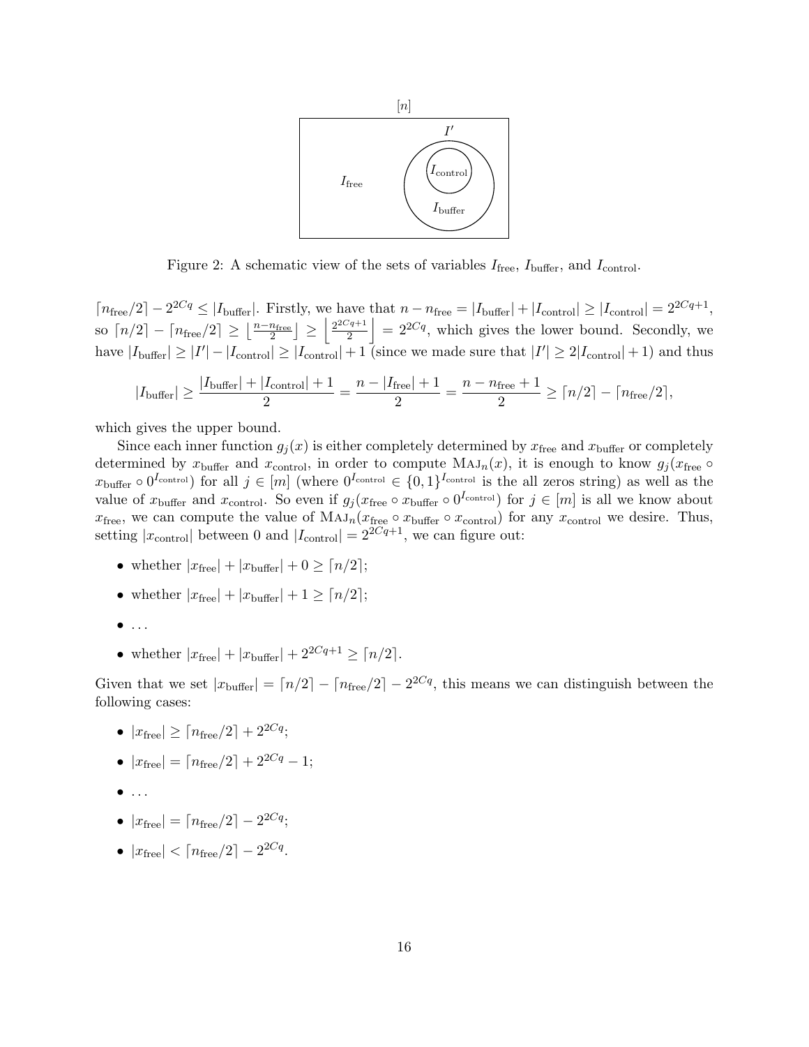Figure 2: A schematic view of the sets of variables $I_{\text{free}}$, $I_{\text{buffer}}$, and $I_{\text{control}}$.

$\lceil n_{\text{free}}/2 \rceil - 2^{2Cq} \leq |I_{\text{buffer}}|$. Firstly, we have that $n - n_{\text{free}} = |I_{\text{buffer}}| + |I_{\text{control}}| \geq |I_{\text{control}}| = 2^{2Cq+1}$, so $\lceil n/2 \rceil - \lceil n_{\text{free}}/2 \rceil \geq \left\lfloor \frac{n - n_{\text{free}}}{2} \right\rfloor \geq \left\lfloor \frac{2^{2Cq+1}}{2} \right\rfloor = 2^{2Cq}$, which gives the lower bound. Secondly, we have $|I_{\text{buffer}}| \geq |I'| - |I_{\text{control}}| \geq |I_{\text{control}}| + 1$ (since we made sure that $|I'| \geq 2|I_{\text{control}}| + 1$) and thus

$$|I_{\text{buffer}}| \geq \frac{|I_{\text{buffer}}| + |I_{\text{control}}| + 1}{2} = \frac{n - |I_{\text{free}}| + 1}{2} = \frac{n - n_{\text{free}} + 1}{2} \geq \lceil n/2 \rceil - \lceil n_{\text{free}}/2 \rceil,$$

which gives the upper bound.

Since each inner function $g_j(x)$ is either completely determined by $x_{\text{free}}$ and $x_{\text{buffer}}$ or completely determined by $x_{\text{buffer}}$ and $x_{\text{control}}$, in order to compute $\text{MAJ}_n(x)$, it is enough to know $g_j(x_{\text{free}} \circ x_{\text{buffer}} \circ 0^{I_{\text{control}}})$ for all $j \in [m]$ (where $0^{I_{\text{control}}} \in \{0,1\}^{I_{\text{control}}}$ is the all zeros string) as well as the value of $x_{\text{buffer}}$ and $x_{\text{control}}$. So even if $g_j(x_{\text{free}} \circ x_{\text{buffer}} \circ 0^{I_{\text{control}}})$ for $j \in [m]$ is all we know about $x_{\text{free}}$, we can compute the value of $\text{MAJ}_n(x_{\text{free}} \circ x_{\text{buffer}} \circ x_{\text{control}})$ for any $x_{\text{control}}$ we desire. Thus, setting $|x_{\text{control}}|$ between 0 and $|I_{\text{control}}| = 2^{2Cq+1}$, we can figure out:

- whether $|x_{\text{free}}| + |x_{\text{buffer}}| + 0 \geq \lceil n/2 \rceil$;
- whether $|x_{\text{free}}| + |x_{\text{buffer}}| + 1 \geq \lceil n/2 \rceil$;
- ...
- whether $|x_{\text{free}}| + |x_{\text{buffer}}| + 2^{2Cq+1} \geq \lceil n/2 \rceil$.

Given that we set $|x_{\text{buffer}}| = \lceil n/2 \rceil - \lceil n_{\text{free}}/2 \rceil - 2^{2Cq}$, this means we can distinguish between the following cases:

- $|x_{\text{free}}| \geq \lceil n_{\text{free}}/2 \rceil + 2^{2Cq}$;
- $|x_{\text{free}}| = \lceil n_{\text{free}}/2 \rceil + 2^{2Cq} - 1$;
- ...
- $|x_{\text{free}}| = \lceil n_{\text{free}}/2 \rceil - 2^{2Cq}$;
- $|x_{\text{free}}| < \lceil n_{\text{free}}/2 \rceil - 2^{2Cq}$.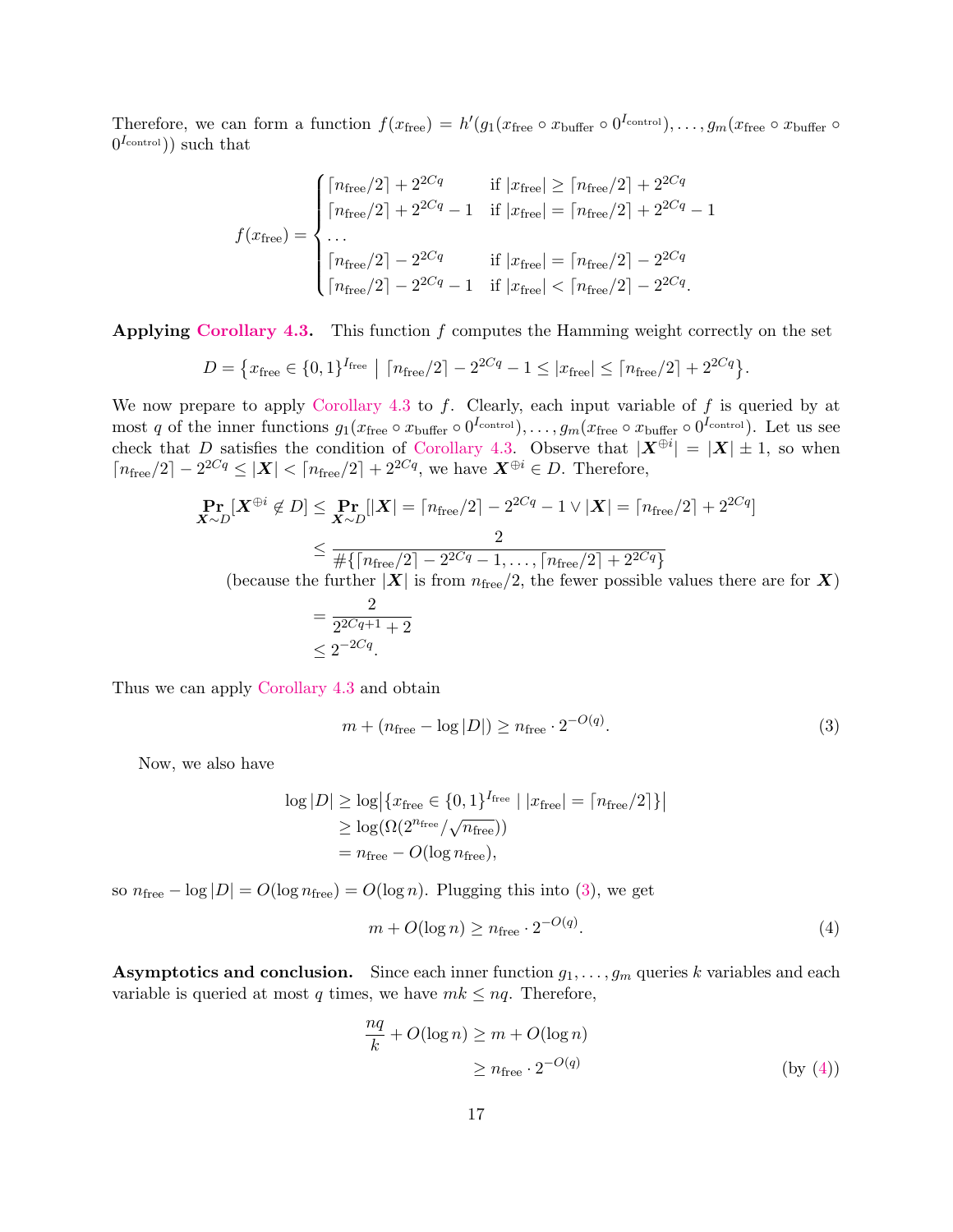Therefore, we can form a function $f(x_{\text{free}}) = h'(g_1(x_{\text{free}} \circ x_{\text{buffer}} \circ 0^{I_{\text{control}}}), \ldots, g_m(x_{\text{free}} \circ x_{\text{buffer}} \circ 0^{I_{\text{control}}}))$ such that

$$f(x_{\text{free}}) = \begin{cases} \lceil n_{\text{free}}/2 \rceil + 2^{2Cq} & \text{if } |x_{\text{free}}| \geq \lceil n_{\text{free}}/2 \rceil + 2^{2Cq} \\ \lceil n_{\text{free}}/2 \rceil + 2^{2Cq} - 1 & \text{if } |x_{\text{free}}| = \lceil n_{\text{free}}/2 \rceil + 2^{2Cq} - 1 \\ \ldots \\ \lceil n_{\text{free}}/2 \rceil - 2^{2Cq} & \text{if } |x_{\text{free}}| = \lceil n_{\text{free}}/2 \rceil - 2^{2Cq} \\ \lceil n_{\text{free}}/2 \rceil - 2^{2Cq} - 1 & \text{if } |x_{\text{free}}| < \lceil n_{\text{free}}/2 \rceil - 2^{2Cq}. \end{cases}$$

**Applying Corollary 4.3.** This function $f$ computes the Hamming weight correctly on the set

$$D = \left\{ x_{\text{free}} \in \{0,1\}^{I_{\text{free}}} \;\middle|\; \lceil n_{\text{free}}/2 \rceil - 2^{2Cq} - 1 \leq |x_{\text{free}}| \leq \lceil n_{\text{free}}/2 \rceil + 2^{2Cq} \right\}.$$

We now prepare to apply Corollary 4.3 to $f$. Clearly, each input variable of $f$ is queried by at most $q$ of the inner functions $g_1(x_{\text{free}} \circ x_{\text{buffer}} \circ 0^{I_{\text{control}}}), \ldots, g_m(x_{\text{free}} \circ x_{\text{buffer}} \circ 0^{I_{\text{control}}})$. Let us see check that $D$ satisfies the condition of Corollary 4.3. Observe that $|\boldsymbol{X}^{\oplus i}| = |\boldsymbol{X}| \pm 1$, so when $\lceil n_{\text{free}}/2 \rceil - 2^{2Cq} \leq |\boldsymbol{X}| < \lceil n_{\text{free}}/2 \rceil + 2^{2Cq}$, we have $\boldsymbol{X}^{\oplus i} \in D$. Therefore,

$$\begin{aligned}
\Pr_{\boldsymbol{X} \sim D}[\boldsymbol{X}^{\oplus i} \notin D] &\leq \Pr_{\boldsymbol{X} \sim D}[|\boldsymbol{X}| = \lceil n_{\text{free}}/2 \rceil - 2^{2Cq} - 1 \vee |\boldsymbol{X}| = \lceil n_{\text{free}}/2 \rceil + 2^{2Cq}] \\
&\leq \frac{2}{\#\{\lceil n_{\text{free}}/2 \rceil - 2^{2Cq} - 1, \ldots, \lceil n_{\text{free}}/2 \rceil + 2^{2Cq}\}} \\
&\qquad \text{(because the further } |\boldsymbol{X}| \text{ is from } n_{\text{free}}/2\text{, the fewer possible values there are for } \boldsymbol{X}\text{)} \\
&= \frac{2}{2^{2Cq+1} + 2} \\
&\leq 2^{-2Cq}.
\end{aligned}$$

Thus we can apply Corollary 4.3 and obtain

$$m + (n_{\text{free}} - \log |D|) \geq n_{\text{free}} \cdot 2^{-O(q)}. \tag{3}$$

Now, we also have

$$\begin{aligned}
\log |D| &\geq \log \left| \{ x_{\text{free}} \in \{0,1\}^{I_{\text{free}}} \mid |x_{\text{free}}| = \lceil n_{\text{free}}/2 \rceil \} \right| \\
&\geq \log(\Omega(2^{n_{\text{free}}}/\sqrt{n_{\text{free}}})) \\
&= n_{\text{free}} - O(\log n_{\text{free}}),
\end{aligned}$$

so $n_{\text{free}} - \log |D| = O(\log n_{\text{free}}) = O(\log n)$. Plugging this into (3), we get

$$m + O(\log n) \geq n_{\text{free}} \cdot 2^{-O(q)}. \tag{4}$$

**Asymptotics and conclusion.** Since each inner function $g_1, \ldots, g_m$ queries $k$ variables and each variable is queried at most $q$ times, we have $mk \leq nq$. Therefore,

$$\begin{aligned}
\frac{nq}{k} + O(\log n) &\geq m + O(\log n) \\
&\geq n_{\text{free}} \cdot 2^{-O(q)} && \text{(by (4))}
\end{aligned}$$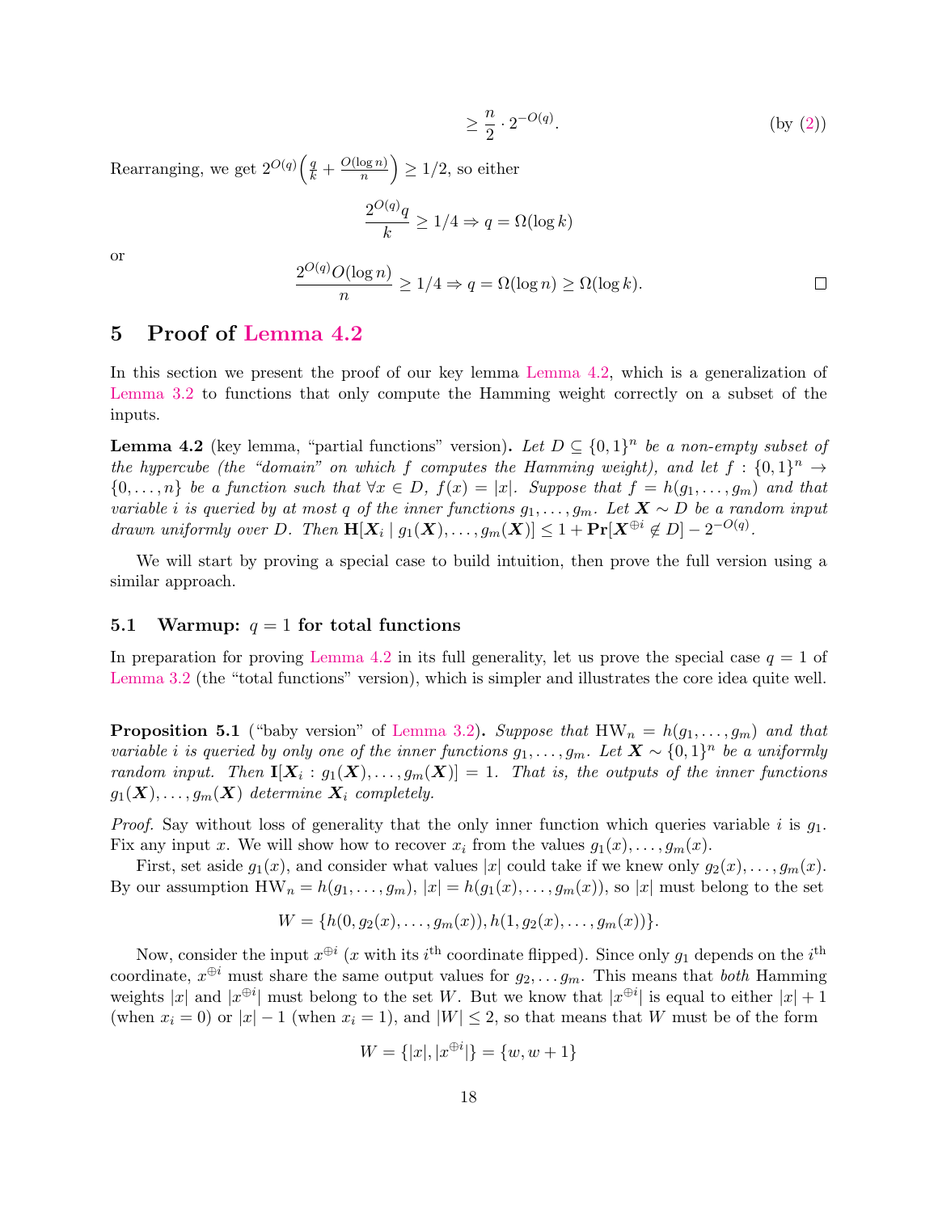$$\geq \frac{n}{2} \cdot 2^{-O(q)}. \qquad \text{(by (2))}$$

Rearranging, we get $2^{O(q)}\left(\frac{q}{k} + \frac{O(\log n)}{n}\right) \geq 1/2$, so either

$$\frac{2^{O(q)}q}{k} \geq 1/4 \Rightarrow q = \Omega(\log k)$$

or

$$\frac{2^{O(q)}O(\log n)}{n} \geq 1/4 \Rightarrow q = \Omega(\log n) \geq \Omega(\log k).$$

∎

# 5 Proof of Lemma 4.2

In this section we present the proof of our key lemma Lemma 4.2, which is a generalization of Lemma 3.2 to functions that only compute the Hamming weight correctly on a subset of the inputs.

**Lemma 4.2** (key lemma, "partial functions" version)**.** *Let $D \subseteq \{0,1\}^n$ be a non-empty subset of the hypercube (the "domain" on which $f$ computes the Hamming weight), and let $f : \{0,1\}^n \to \{0,\dots,n\}$ be a function such that $\forall x \in D$, $f(x) = |x|$. Suppose that $f = h(g_1,\dots,g_m)$ and that variable $i$ is queried by at most $q$ of the inner functions $g_1,\dots,g_m$. Let $\boldsymbol{X} \sim D$ be a random input drawn uniformly over $D$. Then $\mathbf{H}[\boldsymbol{X}_i \mid g_1(\boldsymbol{X}),\dots,g_m(\boldsymbol{X})] \leq 1 + \mathbf{Pr}[\boldsymbol{X}^{\oplus i} \notin D] - 2^{-O(q)}$.*

We will start by proving a special case to build intuition, then prove the full version using a similar approach.

## 5.1 Warmup: $q = 1$ for total functions

In preparation for proving Lemma 4.2 in its full generality, let us prove the special case $q = 1$ of Lemma 3.2 (the "total functions" version), which is simpler and illustrates the core idea quite well.

**Proposition 5.1** ("baby version" of Lemma 3.2)**.** *Suppose that $\mathrm{HW}_n = h(g_1,\dots,g_m)$ and that variable $i$ is queried by only one of the inner functions $g_1,\dots,g_m$. Let $\boldsymbol{X} \sim \{0,1\}^n$ be a uniformly random input. Then $\mathbf{I}[\boldsymbol{X}_i : g_1(\boldsymbol{X}),\dots,g_m(\boldsymbol{X})] = 1$. That is, the outputs of the inner functions $g_1(\boldsymbol{X}),\dots,g_m(\boldsymbol{X})$ determine $\boldsymbol{X}_i$ completely.*

*Proof.* Say without loss of generality that the only inner function which queries variable $i$ is $g_1$. Fix any input $x$. We will show how to recover $x_i$ from the values $g_1(x),\dots,g_m(x)$.

First, set aside $g_1(x)$, and consider what values $|x|$ could take if we knew only $g_2(x),\dots,g_m(x)$. By our assumption $\mathrm{HW}_n = h(g_1,\dots,g_m)$, $|x| = h(g_1(x),\dots,g_m(x))$, so $|x|$ must belong to the set

$$W = \{h(0, g_2(x),\dots,g_m(x)), h(1, g_2(x),\dots,g_m(x))\}.$$

Now, consider the input $x^{\oplus i}$ ($x$ with its $i^{\text{th}}$ coordinate flipped). Since only $g_1$ depends on the $i^{\text{th}}$ coordinate, $x^{\oplus i}$ must share the same output values for $g_2,\dots g_m$. This means that *both* Hamming weights $|x|$ and $|x^{\oplus i}|$ must belong to the set $W$. But we know that $|x^{\oplus i}|$ is equal to either $|x| + 1$ (when $x_i = 0$) or $|x| - 1$ (when $x_i = 1$), and $|W| \leq 2$, so that means that $W$ must be of the form

$$W = \{|x|, |x^{\oplus i}|\} = \{w, w+1\}$$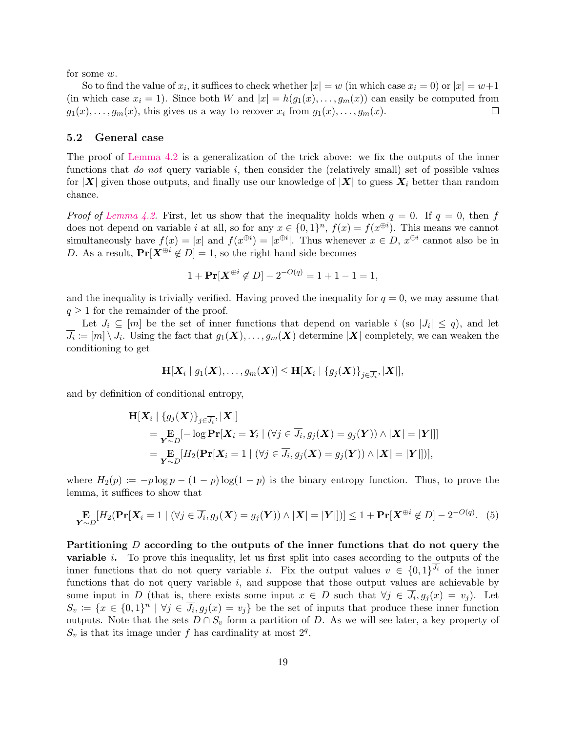for some $w$.

So to find the value of $x_i$, it suffices to check whether $|x| = w$ (in which case $x_i = 0$) or $|x| = w+1$ (in which case $x_i = 1$). Since both $W$ and $|x| = h(g_1(x), \dots, g_m(x))$ can easily be computed from $g_1(x), \dots, g_m(x)$, this gives us a way to recover $x_i$ from $g_1(x), \dots, g_m(x)$. $\square$

### 5.2 General case

The proof of Lemma 4.2 is a generalization of the trick above: we fix the outputs of the inner functions that *do not* query variable $i$, then consider the (relatively small) set of possible values for $|\boldsymbol{X}|$ given those outputs, and finally use our knowledge of $|\boldsymbol{X}|$ to guess $\boldsymbol{X}_i$ better than random chance.

*Proof of Lemma 4.2.* First, let us show that the inequality holds when $q = 0$. If $q = 0$, then $f$ does not depend on variable $i$ at all, so for any $x \in \{0,1\}^n$, $f(x) = f(x^{\oplus i})$. This means we cannot simultaneously have $f(x) = |x|$ and $f(x^{\oplus i}) = |x^{\oplus i}|$. Thus whenever $x \in D$, $x^{\oplus i}$ cannot also be in $D$. As a result, $\mathbf{Pr}[\boldsymbol{X}^{\oplus i} \notin D] = 1$, so the right hand side becomes

$$1 + \mathbf{Pr}[\boldsymbol{X}^{\oplus i} \notin D] - 2^{-O(q)} = 1 + 1 - 1 = 1,$$

and the inequality is trivially verified. Having proved the inequality for $q = 0$, we may assume that $q \geq 1$ for the remainder of the proof.

Let $J_i \subseteq [m]$ be the set of inner functions that depend on variable $i$ (so $|J_i| \leq q$), and let $\overline{J_i} := [m] \setminus J_i$. Using the fact that $g_1(\boldsymbol{X}), \dots, g_m(\boldsymbol{X})$ determine $|\boldsymbol{X}|$ completely, we can weaken the conditioning to get

$$\mathbf{H}[\boldsymbol{X}_i \mid g_1(\boldsymbol{X}), \dots, g_m(\boldsymbol{X})] \leq \mathbf{H}[\boldsymbol{X}_i \mid \{g_j(\boldsymbol{X})\}_{j \in \overline{J_i}}, |\boldsymbol{X}|],$$

and by definition of conditional entropy,

$$\begin{aligned}
&\mathbf{H}[\boldsymbol{X}_i \mid \{g_j(\boldsymbol{X})\}_{j \in \overline{J_i}}, |\boldsymbol{X}|] \\
&\quad = \mathop{\mathbf{E}}_{\boldsymbol{Y} \sim D}[-\log \mathbf{Pr}[\boldsymbol{X}_i = \boldsymbol{Y}_i \mid (\forall j \in \overline{J_i}, g_j(\boldsymbol{X}) = g_j(\boldsymbol{Y})) \wedge |\boldsymbol{X}| = |\boldsymbol{Y}|]] \\
&\quad = \mathop{\mathbf{E}}_{\boldsymbol{Y} \sim D}[H_2(\mathbf{Pr}[\boldsymbol{X}_i = 1 \mid (\forall j \in \overline{J_i}, g_j(\boldsymbol{X}) = g_j(\boldsymbol{Y})) \wedge |\boldsymbol{X}| = |\boldsymbol{Y}|])],
\end{aligned}$$

where $H_2(p) := -p \log p - (1-p) \log(1-p)$ is the binary entropy function. Thus, to prove the lemma, it suffices to show that

$$\mathop{\mathbf{E}}_{\boldsymbol{Y} \sim D}[H_2(\mathbf{Pr}[\boldsymbol{X}_i = 1 \mid (\forall j \in \overline{J_i}, g_j(\boldsymbol{X}) = g_j(\boldsymbol{Y})) \wedge |\boldsymbol{X}| = |\boldsymbol{Y}|])] \leq 1 + \mathbf{Pr}[\boldsymbol{X}^{\oplus i} \notin D] - 2^{-O(q)}. \quad (5)$$

**Partitioning $D$ according to the outputs of the inner functions that do not query the variable $i$.** To prove this inequality, let us first split into cases according to the outputs of the inner functions that do not query variable $i$. Fix the output values $v \in \{0,1\}^{\overline{J_i}}$ of the inner functions that do not query variable $i$, and suppose that those output values are achievable by some input in $D$ (that is, there exists some input $x \in D$ such that $\forall j \in \overline{J_i}, g_j(x) = v_j$). Let $S_v := \{x \in \{0,1\}^n \mid \forall j \in \overline{J_i}, g_j(x) = v_j\}$ be the set of inputs that produce these inner function outputs. Note that the sets $D \cap S_v$ form a partition of $D$. As we will see later, a key property of $S_v$ is that its image under $f$ has cardinality at most $2^q$.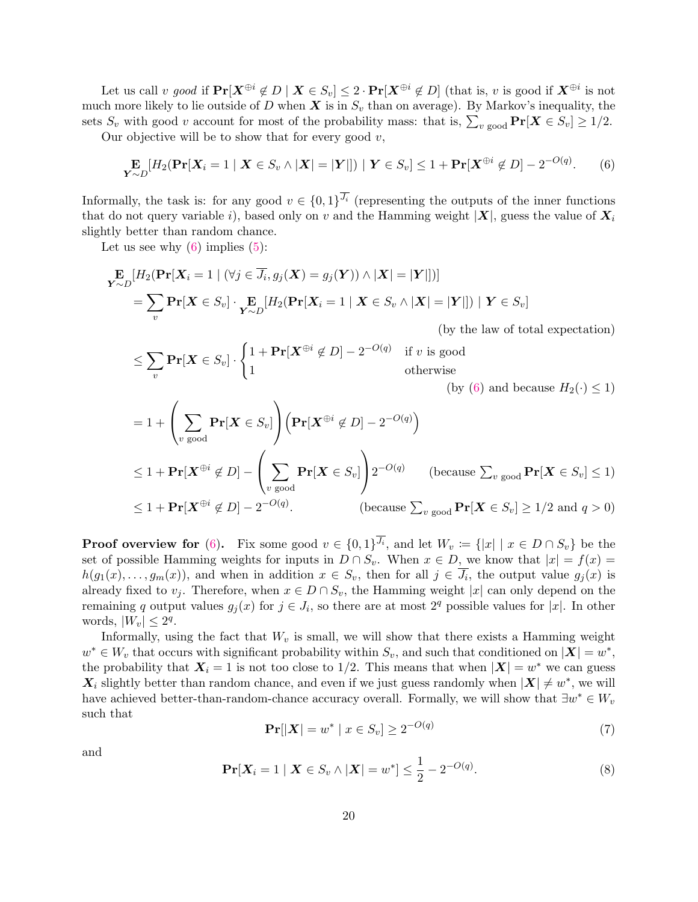Let us call $v$ *good* if $\mathbf{Pr}[\boldsymbol{X}^{\oplus i} \notin D \mid \boldsymbol{X} \in S_v] \leq 2 \cdot \mathbf{Pr}[\boldsymbol{X}^{\oplus i} \notin D]$ (that is, $v$ is good if $\boldsymbol{X}^{\oplus i}$ is not much more likely to lie outside of $D$ when $\boldsymbol{X}$ is in $S_v$ than on average). By Markov's inequality, the sets $S_v$ with good $v$ account for most of the probability mass: that is, $\sum_{v \text{ good}} \mathbf{Pr}[\boldsymbol{X} \in S_v] \geq 1/2$.

Our objective will be to show that for every good $v$,

$$\mathop{\mathbf{E}}_{\boldsymbol{Y} \sim D}[H_2(\mathbf{Pr}[\boldsymbol{X}_i = 1 \mid \boldsymbol{X} \in S_v \wedge |\boldsymbol{X}| = |\boldsymbol{Y}|]) \mid \boldsymbol{Y} \in S_v] \leq 1 + \mathbf{Pr}[\boldsymbol{X}^{\oplus i} \notin D] - 2^{-O(q)}. \tag{6}$$

Informally, the task is: for any good $v \in \{0,1\}^{\overline{J_i}}$ (representing the outputs of the inner functions that do not query variable $i$), based only on $v$ and the Hamming weight $|\boldsymbol{X}|$, guess the value of $\boldsymbol{X}_i$ slightly better than random chance.

Let us see why (6) implies (5):

$$\begin{aligned}
&\mathop{\mathbf{E}}_{\boldsymbol{Y} \sim D}[H_2(\mathbf{Pr}[\boldsymbol{X}_i = 1 \mid (\forall j \in \overline{J_i}, g_j(\boldsymbol{X}) = g_j(\boldsymbol{Y})) \wedge |\boldsymbol{X}| = |\boldsymbol{Y}|])] \\
&\quad = \sum_v \mathbf{Pr}[\boldsymbol{X} \in S_v] \cdot \mathop{\mathbf{E}}_{\boldsymbol{Y} \sim D}[H_2(\mathbf{Pr}[\boldsymbol{X}_i = 1 \mid \boldsymbol{X} \in S_v \wedge |\boldsymbol{X}| = |\boldsymbol{Y}|]) \mid \boldsymbol{Y} \in S_v] \\
&\qquad\qquad \text{(by the law of total expectation)} \\
&\quad \leq \sum_v \mathbf{Pr}[\boldsymbol{X} \in S_v] \cdot \begin{cases} 1 + \mathbf{Pr}[\boldsymbol{X}^{\oplus i} \notin D] - 2^{-O(q)} & \text{if } v \text{ is good} \\ 1 & \text{otherwise} \end{cases} \\
&\qquad\qquad \text{(by (6) and because } H_2(\cdot) \leq 1) \\
&\quad = 1 + \left( \sum_{v \text{ good}} \mathbf{Pr}[\boldsymbol{X} \in S_v] \right) \left( \mathbf{Pr}[\boldsymbol{X}^{\oplus i} \notin D] - 2^{-O(q)} \right) \\
&\quad \leq 1 + \mathbf{Pr}[\boldsymbol{X}^{\oplus i} \notin D] - \left( \sum_{v \text{ good}} \mathbf{Pr}[\boldsymbol{X} \in S_v] \right) 2^{-O(q)} \qquad \text{(because } \textstyle\sum_{v \text{ good}} \mathbf{Pr}[\boldsymbol{X} \in S_v] \leq 1) \\
&\quad \leq 1 + \mathbf{Pr}[\boldsymbol{X}^{\oplus i} \notin D] - 2^{-O(q)}. \qquad \text{(because } \textstyle\sum_{v \text{ good}} \mathbf{Pr}[\boldsymbol{X} \in S_v] \geq 1/2 \text{ and } q > 0)
\end{aligned}$$

**Proof overview for (6).** Fix some good $v \in \{0,1\}^{\overline{J_i}}$, and let $W_v \coloneqq \{|x| \mid x \in D \cap S_v\}$ be the set of possible Hamming weights for inputs in $D \cap S_v$. When $x \in D$, we know that $|x| = f(x) = h(g_1(x), \ldots, g_m(x))$, and when in addition $x \in S_v$, then for all $j \in \overline{J_i}$, the output value $g_j(x)$ is already fixed to $v_j$. Therefore, when $x \in D \cap S_v$, the Hamming weight $|x|$ can only depend on the remaining $q$ output values $g_j(x)$ for $j \in J_i$, so there are at most $2^q$ possible values for $|x|$. In other words, $|W_v| \leq 2^q$.

Informally, using the fact that $W_v$ is small, we will show that there exists a Hamming weight $w^* \in W_v$ that occurs with significant probability within $S_v$, and such that conditioned on $|\boldsymbol{X}| = w^*$, the probability that $\boldsymbol{X}_i = 1$ is not too close to $1/2$. This means that when $|\boldsymbol{X}| = w^*$ we can guess $\boldsymbol{X}_i$ slightly better than random chance, and even if we just guess randomly when $|\boldsymbol{X}| \neq w^*$, we will have achieved better-than-random-chance accuracy overall. Formally, we will show that $\exists w^* \in W_v$ such that

$$\mathbf{Pr}[|\boldsymbol{X}| = w^* \mid x \in S_v] \geq 2^{-O(q)} \tag{7}$$

and

$$\mathbf{Pr}[\boldsymbol{X}_i = 1 \mid \boldsymbol{X} \in S_v \wedge |\boldsymbol{X}| = w^*] \leq \frac{1}{2} - 2^{-O(q)}. \tag{8}$$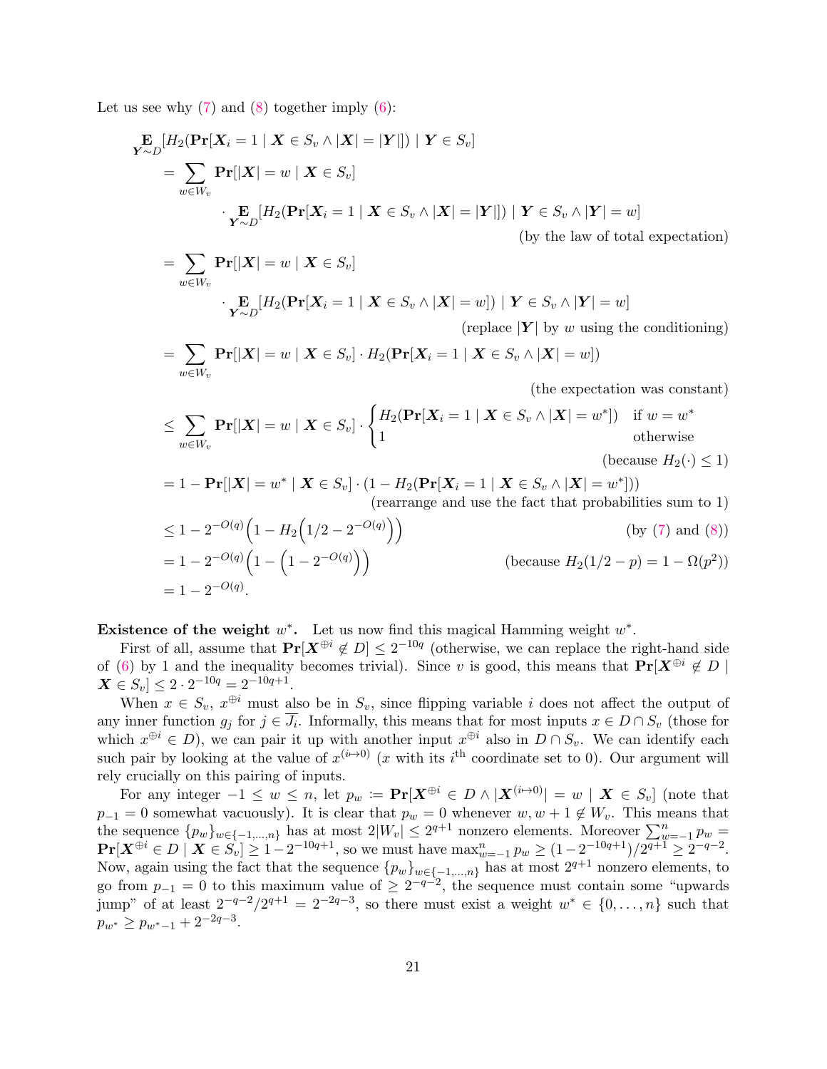Let us see why (7) and (8) together imply (6):

$$
\begin{aligned}
&\mathop{\mathbf{E}}_{\boldsymbol{Y}\sim D}[H_2(\mathbf{Pr}[\boldsymbol{X}_i = 1 \mid \boldsymbol{X} \in S_v \wedge |\boldsymbol{X}| = |\boldsymbol{Y}|]) \mid \boldsymbol{Y} \in S_v] \\
&= \sum_{w \in W_v} \mathbf{Pr}[|\boldsymbol{X}| = w \mid \boldsymbol{X} \in S_v] \\
&\qquad \cdot \mathop{\mathbf{E}}_{\boldsymbol{Y}\sim D}[H_2(\mathbf{Pr}[\boldsymbol{X}_i = 1 \mid \boldsymbol{X} \in S_v \wedge |\boldsymbol{X}| = |\boldsymbol{Y}|]) \mid \boldsymbol{Y} \in S_v \wedge |\boldsymbol{Y}| = w] \\
&\hspace{20em} \text{(by the law of total expectation)} \\
&= \sum_{w \in W_v} \mathbf{Pr}[|\boldsymbol{X}| = w \mid \boldsymbol{X} \in S_v] \\
&\qquad \cdot \mathop{\mathbf{E}}_{\boldsymbol{Y}\sim D}[H_2(\mathbf{Pr}[\boldsymbol{X}_i = 1 \mid \boldsymbol{X} \in S_v \wedge |\boldsymbol{X}| = w]) \mid \boldsymbol{Y} \in S_v \wedge |\boldsymbol{Y}| = w] \\
&\hspace{20em} \text{(replace } |\boldsymbol{Y}| \text{ by } w \text{ using the conditioning)} \\
&= \sum_{w \in W_v} \mathbf{Pr}[|\boldsymbol{X}| = w \mid \boldsymbol{X} \in S_v] \cdot H_2(\mathbf{Pr}[\boldsymbol{X}_i = 1 \mid \boldsymbol{X} \in S_v \wedge |\boldsymbol{X}| = w]) \\
&\hspace{20em} \text{(the expectation was constant)} \\
&\le \sum_{w \in W_v} \mathbf{Pr}[|\boldsymbol{X}| = w \mid \boldsymbol{X} \in S_v] \cdot \begin{cases} H_2(\mathbf{Pr}[\boldsymbol{X}_i = 1 \mid \boldsymbol{X} \in S_v \wedge |\boldsymbol{X}| = w^*]) & \text{if } w = w^* \\ 1 & \text{otherwise} \end{cases} \\
&\hspace{20em} \text{(because } H_2(\cdot) \le 1\text{)} \\
&= 1 - \mathbf{Pr}[|\boldsymbol{X}| = w^* \mid \boldsymbol{X} \in S_v] \cdot (1 - H_2(\mathbf{Pr}[\boldsymbol{X}_i = 1 \mid \boldsymbol{X} \in S_v \wedge |\boldsymbol{X}| = w^*])) \\
&\hspace{14em} \text{(rearrange and use the fact that probabilities sum to 1)} \\
&\le 1 - 2^{-O(q)}\Big(1 - H_2\Big(1/2 - 2^{-O(q)}\Big)\Big) \hspace{8em} \text{(by (7) and (8))} \\
&= 1 - 2^{-O(q)}\Big(1 - \Big(1 - 2^{-O(q)}\Big)\Big) \hspace{6em} \text{(because } H_2(1/2 - p) = 1 - \Omega(p^2)\text{)} \\
&= 1 - 2^{-O(q)}.
\end{aligned}
$$

**Existence of the weight $w^*$.** Let us now find this magical Hamming weight $w^*$.

First of all, assume that $\mathbf{Pr}[\boldsymbol{X}^{\oplus i} \notin D] \le 2^{-10q}$ (otherwise, we can replace the right-hand side of (6) by 1 and the inequality becomes trivial). Since $v$ is good, this means that $\mathbf{Pr}[\boldsymbol{X}^{\oplus i} \notin D \mid \boldsymbol{X} \in S_v] \le 2 \cdot 2^{-10q} = 2^{-10q+1}$.

When $x \in S_v$, $x^{\oplus i}$ must also be in $S_v$, since flipping variable $i$ does not affect the output of any inner function $g_j$ for $j \in \overline{J_i}$. Informally, this means that for most inputs $x \in D \cap S_v$ (those for which $x^{\oplus i} \in D$), we can pair it up with another input $x^{\oplus i}$ also in $D \cap S_v$. We can identify each such pair by looking at the value of $x^{(i \mapsto 0)}$ ($x$ with its $i^{\text{th}}$ coordinate set to 0). Our argument will rely crucially on this pairing of inputs.

For any integer $-1 \le w \le n$, let $p_w := \mathbf{Pr}[\boldsymbol{X}^{\oplus i} \in D \wedge |\boldsymbol{X}^{(i \mapsto 0)}| = w \mid \boldsymbol{X} \in S_v]$ (note that $p_{-1} = 0$ somewhat vacuously). It is clear that $p_w = 0$ whenever $w, w+1 \notin W_v$. This means that the sequence $\{p_w\}_{w \in \{-1,\ldots,n\}}$ has at most $2|W_v| \le 2^{q+1}$ nonzero elements. Moreover $\sum_{w=-1}^{n} p_w = \mathbf{Pr}[\boldsymbol{X}^{\oplus i} \in D \mid \boldsymbol{X} \in S_v] \ge 1 - 2^{-10q+1}$, so we must have $\max_{w=-1}^{n} p_w \ge (1 - 2^{-10q+1})/2^{q+1} \ge 2^{-q-2}$. Now, again using the fact that the sequence $\{p_w\}_{w \in \{-1,\ldots,n\}}$ has at most $2^{q+1}$ nonzero elements, to go from $p_{-1} = 0$ to this maximum value of $\ge 2^{-q-2}$, the sequence must contain some "upwards jump" of at least $2^{-q-2}/2^{q+1} = 2^{-2q-3}$, so there must exist a weight $w^* \in \{0, \ldots, n\}$ such that $p_{w^*} \ge p_{w^*-1} + 2^{-2q-3}$.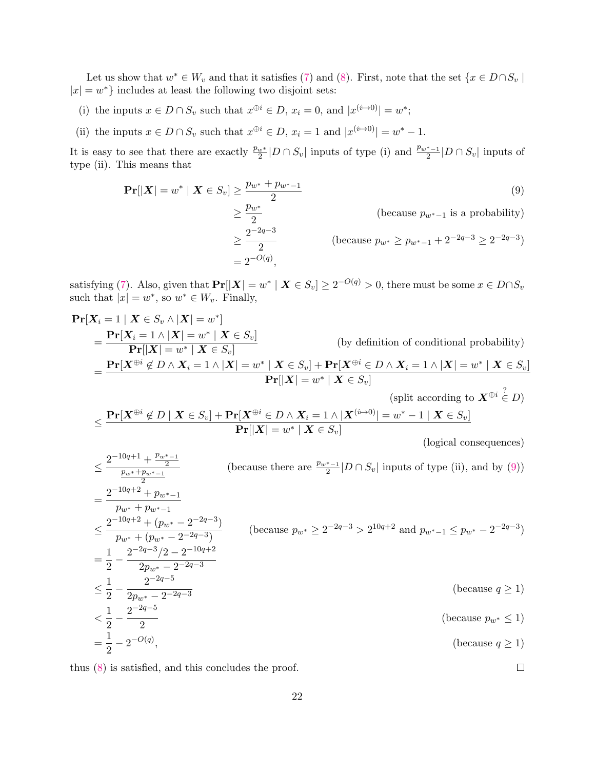Let us show that $w^* \in W_v$ and that it satisfies (7) and (8). First, note that the set $\{x \in D \cap S_v \mid |x| = w^*\}$ includes at least the following two disjoint sets:

(i) the inputs $x \in D \cap S_v$ such that $x^{\oplus i} \in D$, $x_i = 0$, and $|x^{(i \mapsto 0)}| = w^*$;

(ii) the inputs $x \in D \cap S_v$ such that $x^{\oplus i} \in D$, $x_i = 1$ and $|x^{(i \mapsto 0)}| = w^* - 1$.

It is easy to see that there are exactly $\frac{p_{w^*}}{2}|D \cap S_v|$ inputs of type (i) and $\frac{p_{w^*-1}}{2}|D \cap S_v|$ inputs of type (ii). This means that

$$
\begin{aligned}
\mathbf{Pr}[|\boldsymbol{X}| = w^* \mid \boldsymbol{X} \in S_v] &\geq \frac{p_{w^*} + p_{w^*-1}}{2} && (9)\\
&\geq \frac{p_{w^*}}{2} && \text{(because } p_{w^*-1} \text{ is a probability)}\\
&\geq \frac{2^{-2q-3}}{2} && \text{(because } p_{w^*} \geq p_{w^*-1} + 2^{-2q-3} \geq 2^{-2q-3}\text{)}\\
&= 2^{-O(q)},
\end{aligned}
$$

satisfying (7). Also, given that $\mathbf{Pr}[|\boldsymbol{X}| = w^* \mid \boldsymbol{X} \in S_v] \geq 2^{-O(q)} > 0$, there must be some $x \in D \cap S_v$ such that $|x| = w^*$, so $w^* \in W_v$. Finally,

$$
\begin{aligned}
&\mathbf{Pr}[\boldsymbol{X}_i = 1 \mid \boldsymbol{X} \in S_v \wedge |\boldsymbol{X}| = w^*]\\
&\quad= \frac{\mathbf{Pr}[\boldsymbol{X}_i = 1 \wedge |\boldsymbol{X}| = w^* \mid \boldsymbol{X} \in S_v]}{\mathbf{Pr}[|\boldsymbol{X}| = w^* \mid \boldsymbol{X} \in S_v]} && \text{(by definition of conditional probability)}\\
&\quad= \frac{\mathbf{Pr}[\boldsymbol{X}^{\oplus i} \notin D \wedge \boldsymbol{X}_i = 1 \wedge |\boldsymbol{X}| = w^* \mid \boldsymbol{X} \in S_v] + \mathbf{Pr}[\boldsymbol{X}^{\oplus i} \in D \wedge \boldsymbol{X}_i = 1 \wedge |\boldsymbol{X}| = w^* \mid \boldsymbol{X} \in S_v]}{\mathbf{Pr}[|\boldsymbol{X}| = w^* \mid \boldsymbol{X} \in S_v]}\\
&\qquad && \text{(split according to } \boldsymbol{X}^{\oplus i} \overset{?}{\in} D\text{)}\\
&\quad\leq \frac{\mathbf{Pr}[\boldsymbol{X}^{\oplus i} \notin D \mid \boldsymbol{X} \in S_v] + \mathbf{Pr}[\boldsymbol{X}^{\oplus i} \in D \wedge \boldsymbol{X}_i = 1 \wedge |\boldsymbol{X}^{(i \mapsto 0)}| = w^* - 1 \mid \boldsymbol{X} \in S_v]}{\mathbf{Pr}[|\boldsymbol{X}| = w^* \mid \boldsymbol{X} \in S_v]}\\
&\qquad && \text{(logical consequences)}\\
&\quad\leq \frac{2^{-10q+1} + \frac{p_{w^*-1}}{2}}{\frac{p_{w^*} + p_{w^*-1}}{2}} && \text{(because there are } \tfrac{p_{w^*-1}}{2}|D \cap S_v| \text{ inputs of type (ii), and by (9))}\\
&\quad= \frac{2^{-10q+2} + p_{w^*-1}}{p_{w^*} + p_{w^*-1}}\\
&\quad\leq \frac{2^{-10q+2} + (p_{w^*} - 2^{-2q-3})}{p_{w^*} + (p_{w^*} - 2^{-2q-3})} && \text{(because } p_{w^*} \geq 2^{-2q-3} > 2^{10q+2} \text{ and } p_{w^*-1} \leq p_{w^*} - 2^{-2q-3}\text{)}\\
&\quad= \frac{1}{2} - \frac{2^{-2q-3}/2 - 2^{-10q+2}}{2p_{w^*} - 2^{-2q-3}}\\
&\quad\leq \frac{1}{2} - \frac{2^{-2q-5}}{2p_{w^*} - 2^{-2q-3}} && \text{(because } q \geq 1\text{)}\\
&\quad< \frac{1}{2} - \frac{2^{-2q-5}}{2} && \text{(because } p_{w^*} \leq 1\text{)}\\
&\quad= \frac{1}{2} - 2^{-O(q)}, && \text{(because } q \geq 1\text{)}
\end{aligned}
$$

thus (8) is satisfied, and this concludes the proof. □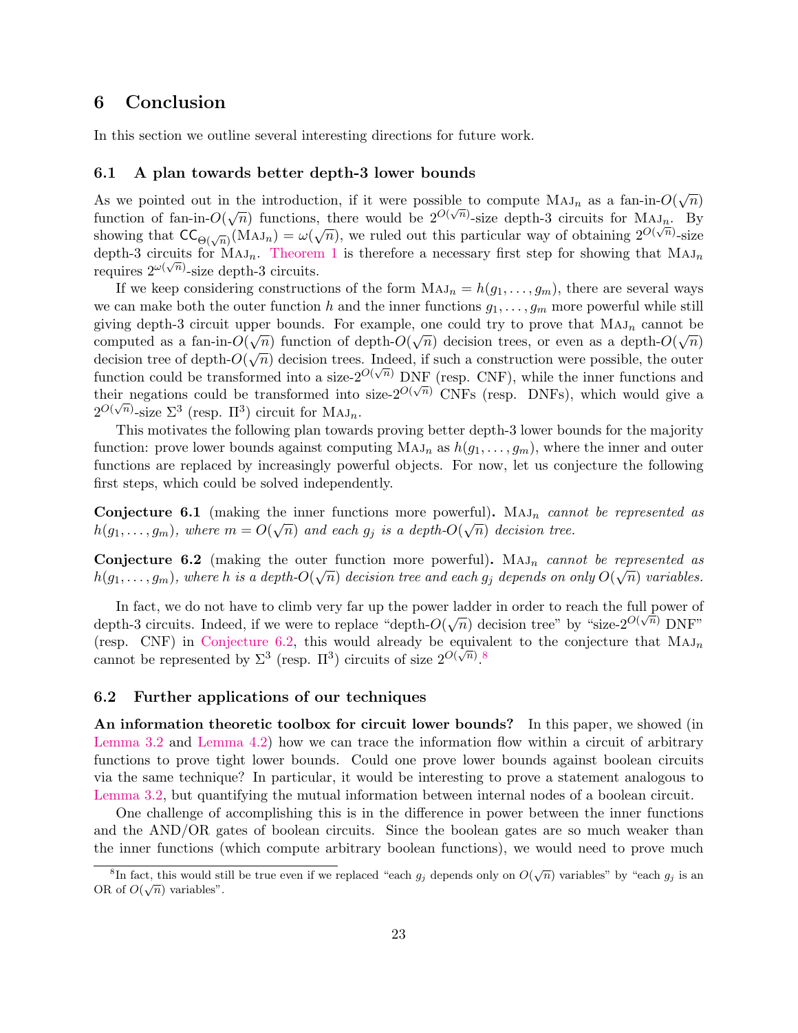## 6 Conclusion

In this section we outline several interesting directions for future work.

### 6.1 A plan towards better depth-3 lower bounds

As we pointed out in the introduction, if it were possible to compute $\text{MAJ}_n$ as a fan-in-$O(\sqrt{n})$ function of fan-in-$O(\sqrt{n})$ functions, there would be $2^{O(\sqrt{n})}$-size depth-3 circuits for $\text{MAJ}_n$. By showing that $\mathsf{CC}_{\Theta(\sqrt{n})}(\text{MAJ}_n) = \omega(\sqrt{n})$, we ruled out this particular way of obtaining $2^{O(\sqrt{n})}$-size depth-3 circuits for $\text{MAJ}_n$. Theorem 1 is therefore a necessary first step for showing that $\text{MAJ}_n$ requires $2^{\omega(\sqrt{n})}$-size depth-3 circuits.

If we keep considering constructions of the form $\text{MAJ}_n = h(g_1, \ldots, g_m)$, there are several ways we can make both the outer function $h$ and the inner functions $g_1, \ldots, g_m$ more powerful while still giving depth-3 circuit upper bounds. For example, one could try to prove that $\text{MAJ}_n$ cannot be computed as a fan-in-$O(\sqrt{n})$ function of depth-$O(\sqrt{n})$ decision trees, or even as a depth-$O(\sqrt{n})$ decision tree of depth-$O(\sqrt{n})$ decision trees. Indeed, if such a construction were possible, the outer function could be transformed into a size-$2^{O(\sqrt{n})}$ DNF (resp. CNF), while the inner functions and their negations could be transformed into size-$2^{O(\sqrt{n})}$ CNFs (resp. DNFs), which would give a $2^{O(\sqrt{n})}$-size $\Sigma^3$ (resp. $\Pi^3$) circuit for $\text{MAJ}_n$.

This motivates the following plan towards proving better depth-3 lower bounds for the majority function: prove lower bounds against computing $\text{MAJ}_n$ as $h(g_1, \ldots, g_m)$, where the inner and outer functions are replaced by increasingly powerful objects. For now, let us conjecture the following first steps, which could be solved independently.

**Conjecture 6.1** (making the inner functions more powerful)**.** *$\text{MAJ}_n$ cannot be represented as $h(g_1, \ldots, g_m)$, where $m = O(\sqrt{n})$ and each $g_j$ is a depth-$O(\sqrt{n})$ decision tree.*

**Conjecture 6.2** (making the outer function more powerful)**.** *$\text{MAJ}_n$ cannot be represented as $h(g_1, \ldots, g_m)$, where $h$ is a depth-$O(\sqrt{n})$ decision tree and each $g_j$ depends on only $O(\sqrt{n})$ variables.*

In fact, we do not have to climb very far up the power ladder in order to reach the full power of depth-3 circuits. Indeed, if we were to replace "depth-$O(\sqrt{n})$ decision tree" by "size-$2^{O(\sqrt{n})}$ DNF" (resp. CNF) in Conjecture 6.2, this would already be equivalent to the conjecture that $\text{MAJ}_n$ cannot be represented by $\Sigma^3$ (resp. $\Pi^3$) circuits of size $2^{O(\sqrt{n})}$.[8]

### 6.2 Further applications of our techniques

**An information theoretic toolbox for circuit lower bounds?** In this paper, we showed (in Lemma 3.2 and Lemma 4.2) how we can trace the information flow within a circuit of arbitrary functions to prove tight lower bounds. Could one prove lower bounds against boolean circuits via the same technique? In particular, it would be interesting to prove a statement analogous to Lemma 3.2, but quantifying the mutual information between internal nodes of a boolean circuit.

One challenge of accomplishing this is in the difference in power between the inner functions and the AND/OR gates of boolean circuits. Since the boolean gates are so much weaker than the inner functions (which compute arbitrary boolean functions), we would need to prove much

[8] In fact, this would still be true even if we replaced "each $g_j$ depends only on $O(\sqrt{n})$ variables" by "each $g_j$ is an OR of $O(\sqrt{n})$ variables".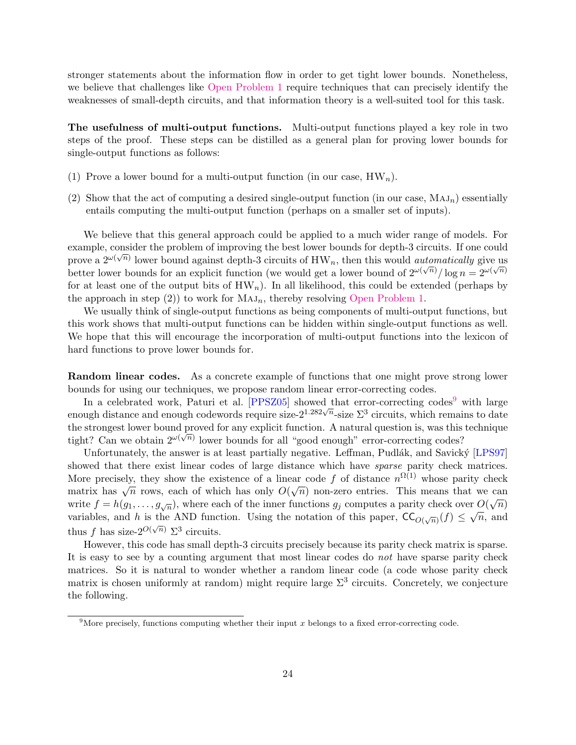stronger statements about the information flow in order to get tight lower bounds. Nonetheless, we believe that challenges like Open Problem 1 require techniques that can precisely identify the weaknesses of small-depth circuits, and that information theory is a well-suited tool for this task.

**The usefulness of multi-output functions.** Multi-output functions played a key role in two steps of the proof. These steps can be distilled as a general plan for proving lower bounds for single-output functions as follows:

(1) Prove a lower bound for a multi-output function (in our case, $\mathrm{HW}_n$).

(2) Show that the act of computing a desired single-output function (in our case, $\textsc{Maj}_n$) essentially entails computing the multi-output function (perhaps on a smaller set of inputs).

We believe that this general approach could be applied to a much wider range of models. For example, consider the problem of improving the best lower bounds for depth-3 circuits. If one could prove a $2^{\omega(\sqrt{n})}$ lower bound against depth-3 circuits of $\mathrm{HW}_n$, then this would *automatically* give us better lower bounds for an explicit function (we would get a lower bound of $2^{\omega(\sqrt{n})}/\log n = 2^{\omega(\sqrt{n})}$ for at least one of the output bits of $\mathrm{HW}_n$). In all likelihood, this could be extended (perhaps by the approach in step (2)) to work for $\textsc{Maj}_n$, thereby resolving Open Problem 1.

We usually think of single-output functions as being components of multi-output functions, but this work shows that multi-output functions can be hidden within single-output functions as well. We hope that this will encourage the incorporation of multi-output functions into the lexicon of hard functions to prove lower bounds for.

**Random linear codes.** As a concrete example of functions that one might prove strong lower bounds for using our techniques, we propose random linear error-correcting codes.

In a celebrated work, Paturi et al. [PPSZ05] showed that error-correcting codes[9] with large enough distance and enough codewords require size-$2^{1.282\sqrt{n}}$-size $\Sigma^3$ circuits, which remains to date the strongest lower bound proved for any explicit function. A natural question is, was this technique tight? Can we obtain $2^{\omega(\sqrt{n})}$ lower bounds for all "good enough" error-correcting codes?

Unfortunately, the answer is at least partially negative. Leffman, Pudlák, and Savický [LPS97] showed that there exist linear codes of large distance which have *sparse* parity check matrices. More precisely, they show the existence of a linear code $f$ of distance $n^{\Omega(1)}$ whose parity check matrix has $\sqrt{n}$ rows, each of which has only $O(\sqrt{n})$ non-zero entries. This means that we can write $f = h(g_1, \ldots, g_{\sqrt{n}})$, where each of the inner functions $g_j$ computes a parity check over $O(\sqrt{n})$ variables, and $h$ is the AND function. Using the notation of this paper, $\mathsf{CC}_{O(\sqrt{n})}(f) \leq \sqrt{n}$, and thus $f$ has size-$2^{O(\sqrt{n})}$ $\Sigma^3$ circuits.

However, this code has small depth-3 circuits precisely because its parity check matrix is sparse. It is easy to see by a counting argument that most linear codes do *not* have sparse parity check matrices. So it is natural to wonder whether a random linear code (a code whose parity check matrix is chosen uniformly at random) might require large $\Sigma^3$ circuits. Concretely, we conjecture the following.

[9] More precisely, functions computing whether their input $x$ belongs to a fixed error-correcting code.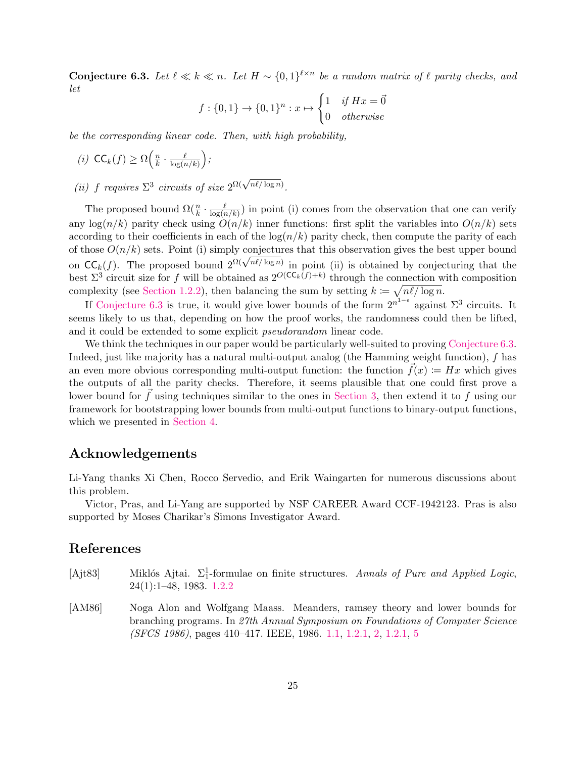**Conjecture 6.3.** *Let $\ell \ll k \ll n$. Let $H \sim \{0,1\}^{\ell \times n}$ be a random matrix of $\ell$ parity checks, and let*

$$f : \{0,1\} \to \{0,1\}^n : x \mapsto \begin{cases} 1 & \text{if } Hx = \vec{0} \\ 0 & \text{otherwise} \end{cases}$$

*be the corresponding linear code. Then, with high probability,*

*(i)* $\mathsf{CC}_k(f) \geq \Omega\Big(\frac{n}{k} \cdot \frac{\ell}{\log(n/k)}\Big)$;

*(ii)* $f$ *requires* $\Sigma^3$ *circuits of size* $2^{\Omega(\sqrt{n\ell/\log n})}$.

The proposed bound $\Omega(\frac{n}{k} \cdot \frac{\ell}{\log(n/k)})$ in point (i) comes from the observation that one can verify any $\log(n/k)$ parity check using $O(n/k)$ inner functions: first split the variables into $O(n/k)$ sets according to their coefficients in each of the $\log(n/k)$ parity check, then compute the parity of each of those $O(n/k)$ sets. Point (i) simply conjectures that this observation gives the best upper bound on $\mathsf{CC}_k(f)$. The proposed bound $2^{\Omega(\sqrt{n\ell/\log n})}$ in point (ii) is obtained by conjecturing that the best $\Sigma^3$ circuit size for $f$ will be obtained as $2^{O(\mathsf{CC}_k(f)+k)}$ through the connection with composition complexity (see Section 1.2.2), then balancing the sum by setting $k := \sqrt{n\ell/\log n}$.

If Conjecture 6.3 is true, it would give lower bounds of the form $2^{n^{1-\epsilon}}$ against $\Sigma^3$ circuits. It seems likely to us that, depending on how the proof works, the randomness could then be lifted, and it could be extended to some explicit *pseudorandom* linear code.

We think the techniques in our paper would be particularly well-suited to proving Conjecture 6.3. Indeed, just like majority has a natural multi-output analog (the Hamming weight function), $f$ has an even more obvious corresponding multi-output function: the function $\vec{f}(x) := Hx$ which gives the outputs of all the parity checks. Therefore, it seems plausible that one could first prove a lower bound for $\vec{f}$ using techniques similar to the ones in Section 3, then extend it to $f$ using our framework for bootstrapping lower bounds from multi-output functions to binary-output functions, which we presented in Section 4.

## Acknowledgements

Li-Yang thanks Xi Chen, Rocco Servedio, and Erik Waingarten for numerous discussions about this problem.

Victor, Pras, and Li-Yang are supported by NSF CAREER Award CCF-1942123. Pras is also supported by Moses Charikar's Simons Investigator Award.

## References

[Ajt83] Miklós Ajtai. $\Sigma^1_1$-formulae on finite structures. *Annals of Pure and Applied Logic*, 24(1):1–48, 1983. 1.2.2

[AM86] Noga Alon and Wolfgang Maass. Meanders, ramsey theory and lower bounds for branching programs. In *27th Annual Symposium on Foundations of Computer Science (SFCS 1986)*, pages 410–417. IEEE, 1986. 1.1, 1.2.1, 2, 1.2.1, 5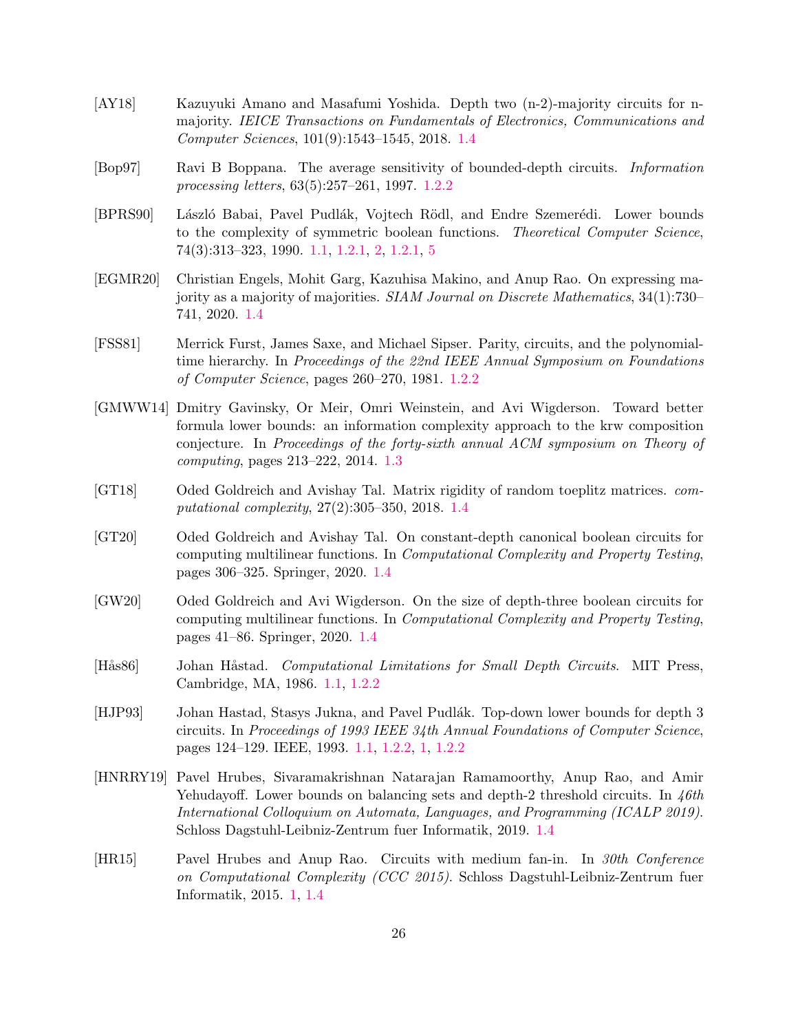[AY18] Kazuyuki Amano and Masafumi Yoshida. Depth two (n-2)-majority circuits for n-majority. *IEICE Transactions on Fundamentals of Electronics, Communications and Computer Sciences*, 101(9):1543–1545, 2018. 1.4

[Bop97] Ravi B Boppana. The average sensitivity of bounded-depth circuits. *Information processing letters*, 63(5):257–261, 1997. 1.2.2

[BPRS90] László Babai, Pavel Pudlák, Vojtech Rödl, and Endre Szemerédi. Lower bounds to the complexity of symmetric boolean functions. *Theoretical Computer Science*, 74(3):313–323, 1990. 1.1, 1.2.1, 2, 1.2.1, 5

[EGMR20] Christian Engels, Mohit Garg, Kazuhisa Makino, and Anup Rao. On expressing majority as a majority of majorities. *SIAM Journal on Discrete Mathematics*, 34(1):730–741, 2020. 1.4

[FSS81] Merrick Furst, James Saxe, and Michael Sipser. Parity, circuits, and the polynomial-time hierarchy. In *Proceedings of the 22nd IEEE Annual Symposium on Foundations of Computer Science*, pages 260–270, 1981. 1.2.2

[GMWW14] Dmitry Gavinsky, Or Meir, Omri Weinstein, and Avi Wigderson. Toward better formula lower bounds: an information complexity approach to the krw composition conjecture. In *Proceedings of the forty-sixth annual ACM symposium on Theory of computing*, pages 213–222, 2014. 1.3

[GT18] Oded Goldreich and Avishay Tal. Matrix rigidity of random toeplitz matrices. *computational complexity*, 27(2):305–350, 2018. 1.4

[GT20] Oded Goldreich and Avishay Tal. On constant-depth canonical boolean circuits for computing multilinear functions. In *Computational Complexity and Property Testing*, pages 306–325. Springer, 2020. 1.4

[GW20] Oded Goldreich and Avi Wigderson. On the size of depth-three boolean circuits for computing multilinear functions. In *Computational Complexity and Property Testing*, pages 41–86. Springer, 2020. 1.4

[Hås86] Johan Håstad. *Computational Limitations for Small Depth Circuits*. MIT Press, Cambridge, MA, 1986. 1.1, 1.2.2

[HJP93] Johan Hastad, Stasys Jukna, and Pavel Pudlák. Top-down lower bounds for depth 3 circuits. In *Proceedings of 1993 IEEE 34th Annual Foundations of Computer Science*, pages 124–129. IEEE, 1993. 1.1, 1.2.2, 1, 1.2.2

[HNRRY19] Pavel Hrubes, Sivaramakrishnan Natarajan Ramamoorthy, Anup Rao, and Amir Yehudayoff. Lower bounds on balancing sets and depth-2 threshold circuits. In *46th International Colloquium on Automata, Languages, and Programming (ICALP 2019)*. Schloss Dagstuhl-Leibniz-Zentrum fuer Informatik, 2019. 1.4

[HR15] Pavel Hrubes and Anup Rao. Circuits with medium fan-in. In *30th Conference on Computational Complexity (CCC 2015)*. Schloss Dagstuhl-Leibniz-Zentrum fuer Informatik, 2015. 1, 1.4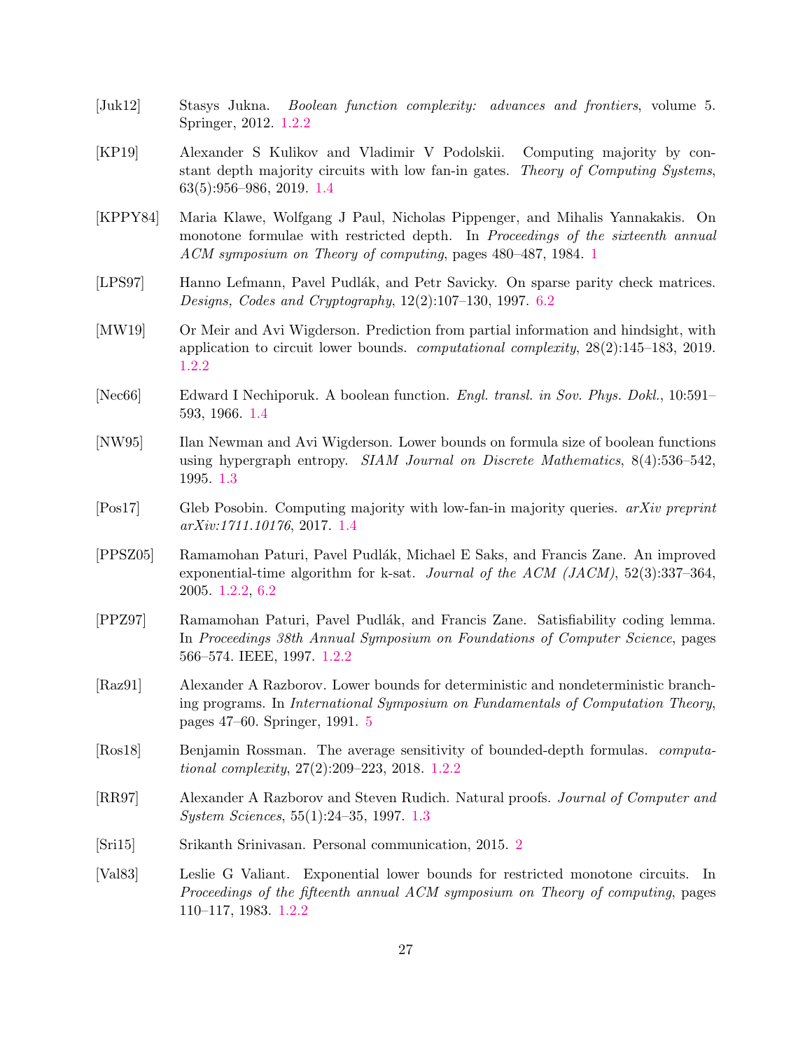[Juk12] Stasys Jukna. *Boolean function complexity: advances and frontiers*, volume 5. Springer, 2012. 1.2.2

[KP19] Alexander S Kulikov and Vladimir V Podolskii. Computing majority by constant depth majority circuits with low fan-in gates. *Theory of Computing Systems*, 63(5):956–986, 2019. 1.4

[KPPY84] Maria Klawe, Wolfgang J Paul, Nicholas Pippenger, and Mihalis Yannakakis. On monotone formulae with restricted depth. In *Proceedings of the sixteenth annual ACM symposium on Theory of computing*, pages 480–487, 1984. 1

[LPS97] Hanno Lefmann, Pavel Pudlák, and Petr Savicky. On sparse parity check matrices. *Designs, Codes and Cryptography*, 12(2):107–130, 1997. 6.2

[MW19] Or Meir and Avi Wigderson. Prediction from partial information and hindsight, with application to circuit lower bounds. *computational complexity*, 28(2):145–183, 2019. 1.2.2

[Nec66] Edward I Nechiporuk. A boolean function. *Engl. transl. in Sov. Phys. Dokl.*, 10:591–593, 1966. 1.4

[NW95] Ilan Newman and Avi Wigderson. Lower bounds on formula size of boolean functions using hypergraph entropy. *SIAM Journal on Discrete Mathematics*, 8(4):536–542, 1995. 1.3

[Pos17] Gleb Posobin. Computing majority with low-fan-in majority queries. *arXiv preprint arXiv:1711.10176*, 2017. 1.4

[PPSZ05] Ramamohan Paturi, Pavel Pudlák, Michael E Saks, and Francis Zane. An improved exponential-time algorithm for k-sat. *Journal of the ACM (JACM)*, 52(3):337–364, 2005. 1.2.2, 6.2

[PPZ97] Ramamohan Paturi, Pavel Pudlák, and Francis Zane. Satisfiability coding lemma. In *Proceedings 38th Annual Symposium on Foundations of Computer Science*, pages 566–574. IEEE, 1997. 1.2.2

[Raz91] Alexander A Razborov. Lower bounds for deterministic and nondeterministic branching programs. In *International Symposium on Fundamentals of Computation Theory*, pages 47–60. Springer, 1991. 5

[Ros18] Benjamin Rossman. The average sensitivity of bounded-depth formulas. *computational complexity*, 27(2):209–223, 2018. 1.2.2

[RR97] Alexander A Razborov and Steven Rudich. Natural proofs. *Journal of Computer and System Sciences*, 55(1):24–35, 1997. 1.3

[Sri15] Srikanth Srinivasan. Personal communication, 2015. 2

[Val83] Leslie G Valiant. Exponential lower bounds for restricted monotone circuits. In *Proceedings of the fifteenth annual ACM symposium on Theory of computing*, pages 110–117, 1983. 1.2.2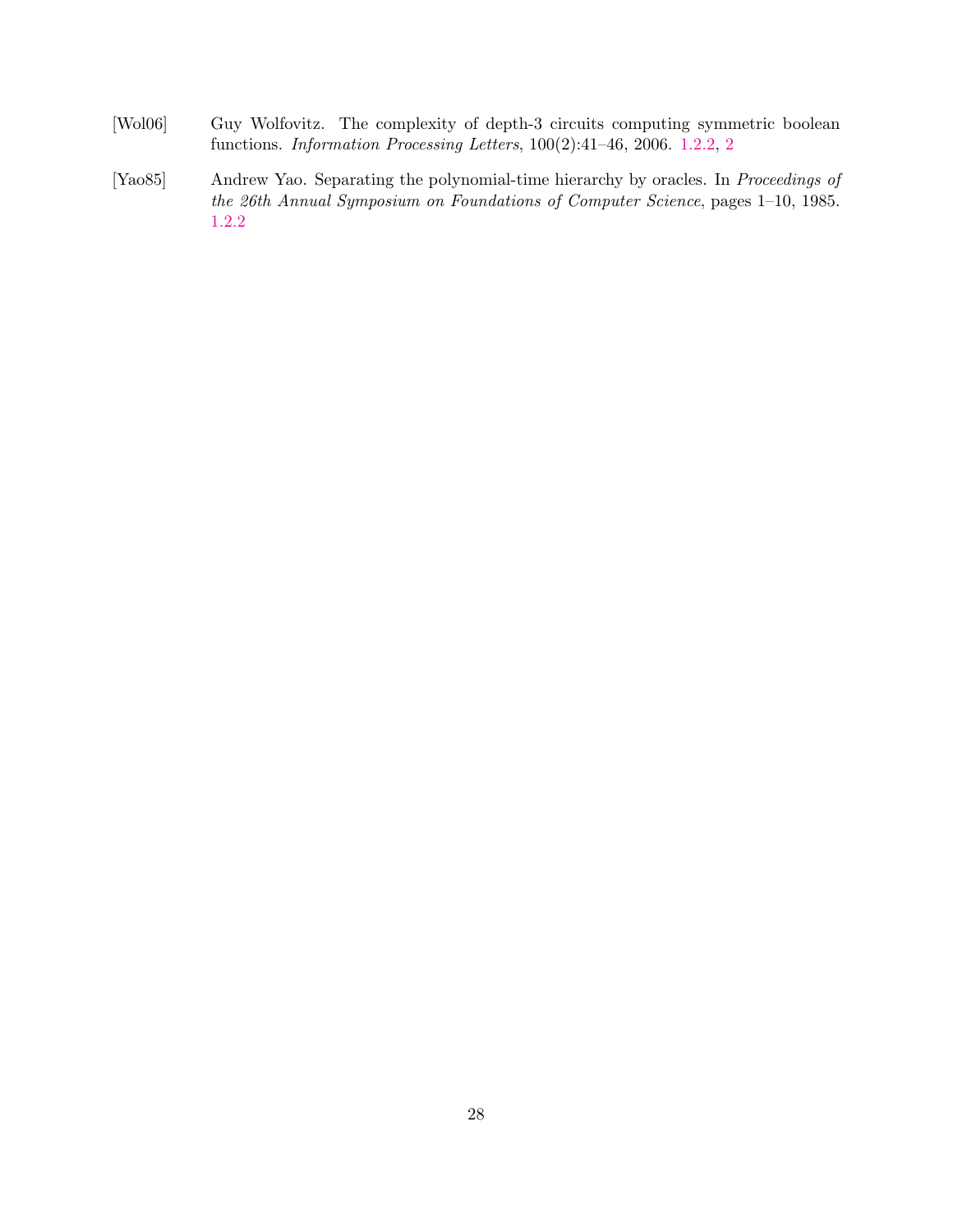[Wol06] Guy Wolfovitz. The complexity of depth-3 circuits computing symmetric boolean functions. *Information Processing Letters*, 100(2):41–46, 2006. 1.2.2, 2

[Yao85] Andrew Yao. Separating the polynomial-time hierarchy by oracles. In *Proceedings of the 26th Annual Symposium on Foundations of Computer Science*, pages 1–10, 1985. 1.2.2